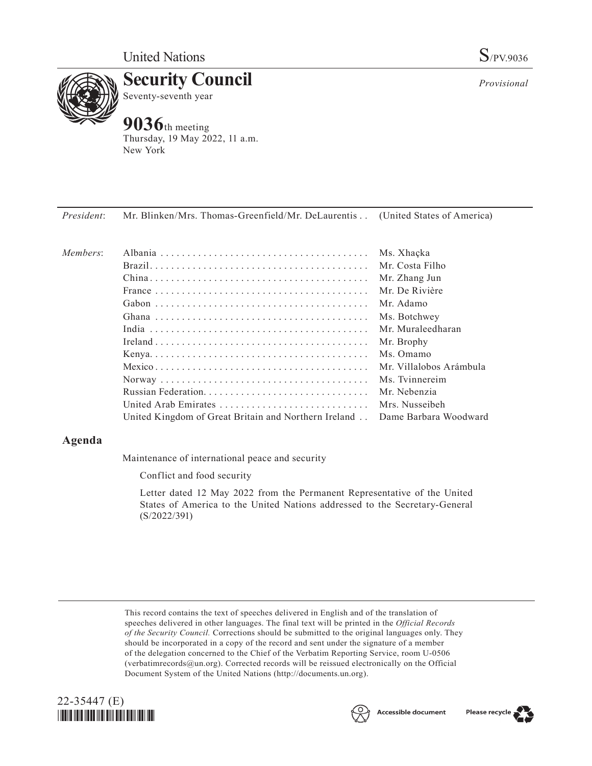United Nations S/PV.9036

# Security Council

Seventy-seventh year

*Provisional*

## 9036th meeting

Thursday, 19 May 2022, 11 a.m.
New York

| | | |
|---|---|---|
| *President*: | Mr. Blinken/Mrs. Thomas-Greenfield/Mr. DeLaurentis | (United States of America) |
| *Members*: | Albania | Ms. Xhaçka |
| | Brazil | Mr. Costa Filho |
| | China | Mr. Zhang Jun |
| | France | Mr. De Rivière |
| | Gabon | Mr. Adamo |
| | Ghana | Ms. Botchwey |
| | India | Mr. Muraleedharan |
| | Ireland | Mr. Brophy |
| | Kenya | Ms. Omamo |
| | Mexico | Mr. Villalobos Arámbula |
| | Norway | Ms. Tvinnereim |
| | Russian Federation | Mr. Nebenzia |
| | United Arab Emirates | Mrs. Nusseibeh |
| | United Kingdom of Great Britain and Northern Ireland | Dame Barbara Woodward |

## Agenda

Maintenance of international peace and security

Conflict and food security

Letter dated 12 May 2022 from the Permanent Representative of the United States of America to the United Nations addressed to the Secretary-General (S/2022/391)

This record contains the text of speeches delivered in English and of the translation of speeches delivered in other languages. The final text will be printed in the *Official Records of the Security Council.* Corrections should be submitted to the original languages only. They should be incorporated in a copy of the record and sent under the signature of a member of the delegation concerned to the Chief of the Verbatim Reporting Service, room U-0506 (verbatimrecords@un.org). Corrected records will be reissued electronically on the Official Document System of the United Nations (http://documents.un.org).

22-35447 (E)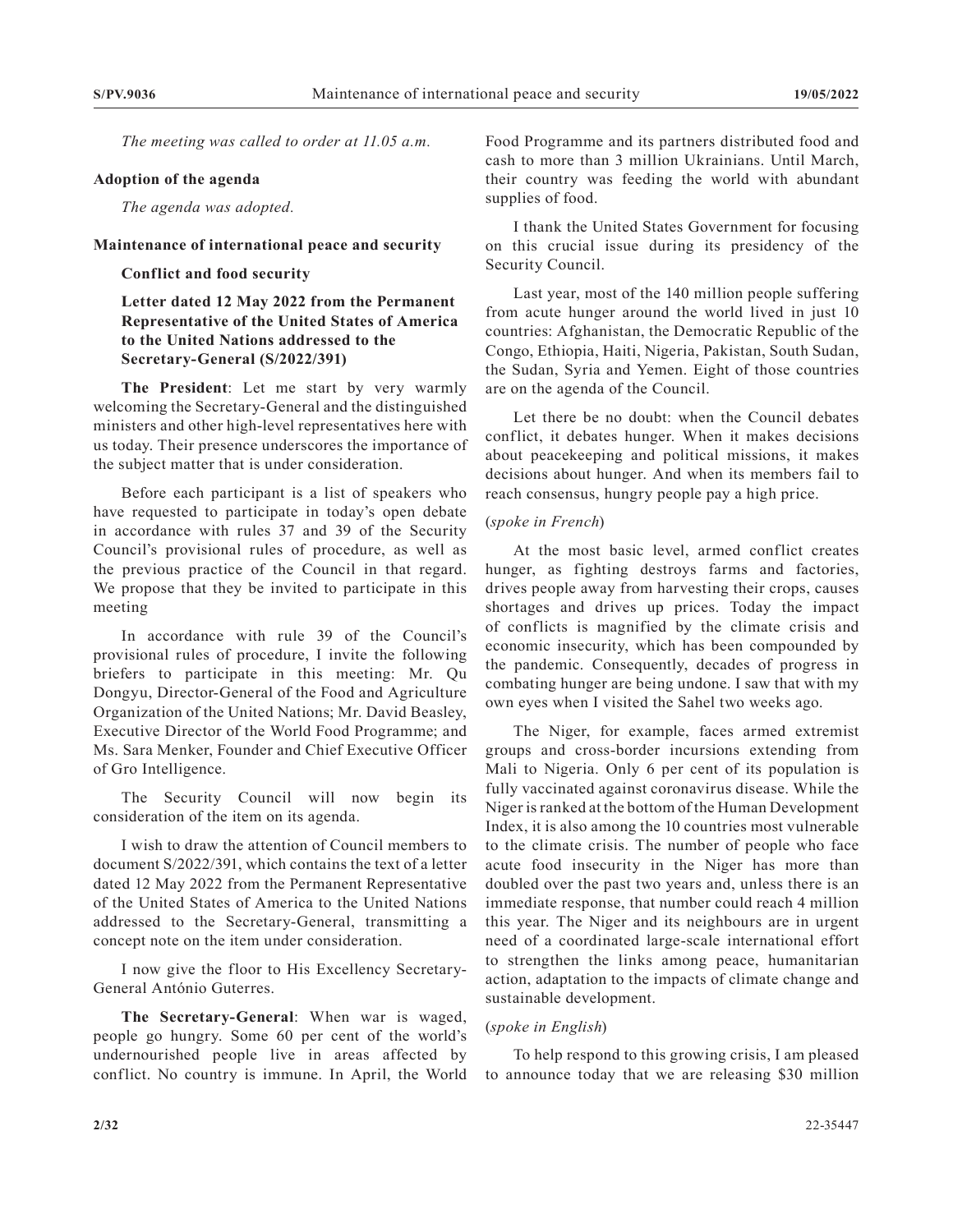*The meeting was called to order at 11.05 a.m.*

**Adoption of the agenda**

*The agenda was adopted.*

**Maintenance of international peace and security**

**Conflict and food security**

**Letter dated 12 May 2022 from the Permanent Representative of the United States of America to the United Nations addressed to the Secretary-General (S/2022/391)**

**The President**: Let me start by very warmly welcoming the Secretary-General and the distinguished ministers and other high-level representatives here with us today. Their presence underscores the importance of the subject matter that is under consideration.

Before each participant is a list of speakers who have requested to participate in today's open debate in accordance with rules 37 and 39 of the Security Council's provisional rules of procedure, as well as the previous practice of the Council in that regard. We propose that they be invited to participate in this meeting

In accordance with rule 39 of the Council's provisional rules of procedure, I invite the following briefers to participate in this meeting: Mr. Qu Dongyu, Director-General of the Food and Agriculture Organization of the United Nations; Mr. David Beasley, Executive Director of the World Food Programme; and Ms. Sara Menker, Founder and Chief Executive Officer of Gro Intelligence.

The Security Council will now begin its consideration of the item on its agenda.

I wish to draw the attention of Council members to document S/2022/391, which contains the text of a letter dated 12 May 2022 from the Permanent Representative of the United States of America to the United Nations addressed to the Secretary-General, transmitting a concept note on the item under consideration.

I now give the floor to His Excellency Secretary-General António Guterres.

**The Secretary-General**: When war is waged, people go hungry. Some 60 per cent of the world's undernourished people live in areas affected by conflict. No country is immune. In April, the World Food Programme and its partners distributed food and cash to more than 3 million Ukrainians. Until March, their country was feeding the world with abundant supplies of food.

I thank the United States Government for focusing on this crucial issue during its presidency of the Security Council.

Last year, most of the 140 million people suffering from acute hunger around the world lived in just 10 countries: Afghanistan, the Democratic Republic of the Congo, Ethiopia, Haiti, Nigeria, Pakistan, South Sudan, the Sudan, Syria and Yemen. Eight of those countries are on the agenda of the Council.

Let there be no doubt: when the Council debates conflict, it debates hunger. When it makes decisions about peacekeeping and political missions, it makes decisions about hunger. And when its members fail to reach consensus, hungry people pay a high price.

(*spoke in French*)

At the most basic level, armed conflict creates hunger, as fighting destroys farms and factories, drives people away from harvesting their crops, causes shortages and drives up prices. Today the impact of conflicts is magnified by the climate crisis and economic insecurity, which has been compounded by the pandemic. Consequently, decades of progress in combating hunger are being undone. I saw that with my own eyes when I visited the Sahel two weeks ago.

The Niger, for example, faces armed extremist groups and cross-border incursions extending from Mali to Nigeria. Only 6 per cent of its population is fully vaccinated against coronavirus disease. While the Niger is ranked at the bottom of the Human Development Index, it is also among the 10 countries most vulnerable to the climate crisis. The number of people who face acute food insecurity in the Niger has more than doubled over the past two years and, unless there is an immediate response, that number could reach 4 million this year. The Niger and its neighbours are in urgent need of a coordinated large-scale international effort to strengthen the links among peace, humanitarian action, adaptation to the impacts of climate change and sustainable development.

(*spoke in English*)

To help respond to this growing crisis, I am pleased to announce today that we are releasing $30 million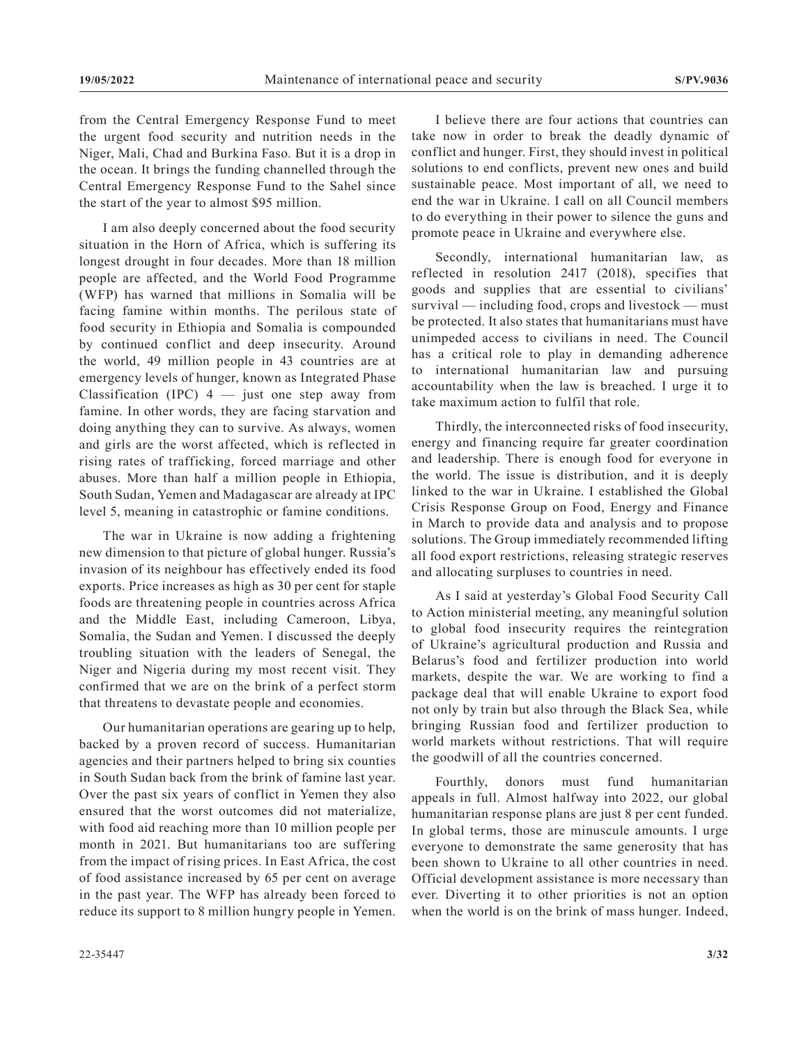from the Central Emergency Response Fund to meet the urgent food security and nutrition needs in the Niger, Mali, Chad and Burkina Faso. But it is a drop in the ocean. It brings the funding channelled through the Central Emergency Response Fund to the Sahel since the start of the year to almost $95 million.

I am also deeply concerned about the food security situation in the Horn of Africa, which is suffering its longest drought in four decades. More than 18 million people are affected, and the World Food Programme (WFP) has warned that millions in Somalia will be facing famine within months. The perilous state of food security in Ethiopia and Somalia is compounded by continued conflict and deep insecurity. Around the world, 49 million people in 43 countries are at emergency levels of hunger, known as Integrated Phase Classification (IPC) 4 — just one step away from famine. In other words, they are facing starvation and doing anything they can to survive. As always, women and girls are the worst affected, which is reflected in rising rates of trafficking, forced marriage and other abuses. More than half a million people in Ethiopia, South Sudan, Yemen and Madagascar are already at IPC level 5, meaning in catastrophic or famine conditions.

The war in Ukraine is now adding a frightening new dimension to that picture of global hunger. Russia's invasion of its neighbour has effectively ended its food exports. Price increases as high as 30 per cent for staple foods are threatening people in countries across Africa and the Middle East, including Cameroon, Libya, Somalia, the Sudan and Yemen. I discussed the deeply troubling situation with the leaders of Senegal, the Niger and Nigeria during my most recent visit. They confirmed that we are on the brink of a perfect storm that threatens to devastate people and economies.

Our humanitarian operations are gearing up to help, backed by a proven record of success. Humanitarian agencies and their partners helped to bring six counties in South Sudan back from the brink of famine last year. Over the past six years of conflict in Yemen they also ensured that the worst outcomes did not materialize, with food aid reaching more than 10 million people per month in 2021. But humanitarians too are suffering from the impact of rising prices. In East Africa, the cost of food assistance increased by 65 per cent on average in the past year. The WFP has already been forced to reduce its support to 8 million hungry people in Yemen.

I believe there are four actions that countries can take now in order to break the deadly dynamic of conflict and hunger. First, they should invest in political solutions to end conflicts, prevent new ones and build sustainable peace. Most important of all, we need to end the war in Ukraine. I call on all Council members to do everything in their power to silence the guns and promote peace in Ukraine and everywhere else.

Secondly, international humanitarian law, as reflected in resolution 2417 (2018), specifies that goods and supplies that are essential to civilians' survival — including food, crops and livestock — must be protected. It also states that humanitarians must have unimpeded access to civilians in need. The Council has a critical role to play in demanding adherence to international humanitarian law and pursuing accountability when the law is breached. I urge it to take maximum action to fulfil that role.

Thirdly, the interconnected risks of food insecurity, energy and financing require far greater coordination and leadership. There is enough food for everyone in the world. The issue is distribution, and it is deeply linked to the war in Ukraine. I established the Global Crisis Response Group on Food, Energy and Finance in March to provide data and analysis and to propose solutions. The Group immediately recommended lifting all food export restrictions, releasing strategic reserves and allocating surpluses to countries in need.

As I said at yesterday's Global Food Security Call to Action ministerial meeting, any meaningful solution to global food insecurity requires the reintegration of Ukraine's agricultural production and Russia and Belarus's food and fertilizer production into world markets, despite the war. We are working to find a package deal that will enable Ukraine to export food not only by train but also through the Black Sea, while bringing Russian food and fertilizer production to world markets without restrictions. That will require the goodwill of all the countries concerned.

Fourthly, donors must fund humanitarian appeals in full. Almost halfway into 2022, our global humanitarian response plans are just 8 per cent funded. In global terms, those are minuscule amounts. I urge everyone to demonstrate the same generosity that has been shown to Ukraine to all other countries in need. Official development assistance is more necessary than ever. Diverting it to other priorities is not an option when the world is on the brink of mass hunger. Indeed,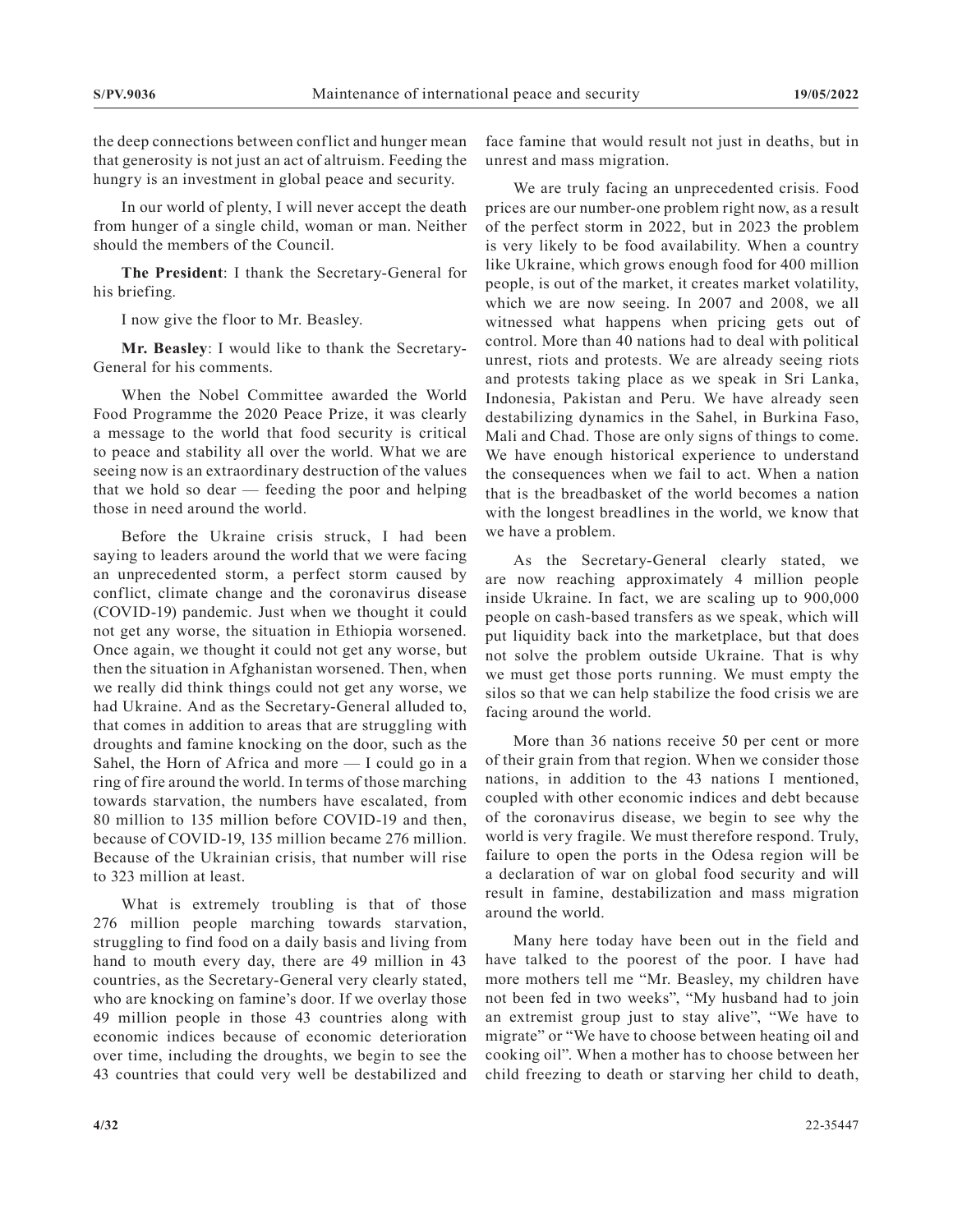the deep connections between conflict and hunger mean that generosity is not just an act of altruism. Feeding the hungry is an investment in global peace and security.

In our world of plenty, I will never accept the death from hunger of a single child, woman or man. Neither should the members of the Council.

**The President**: I thank the Secretary-General for his briefing.

I now give the floor to Mr. Beasley.

**Mr. Beasley**: I would like to thank the Secretary-General for his comments.

When the Nobel Committee awarded the World Food Programme the 2020 Peace Prize, it was clearly a message to the world that food security is critical to peace and stability all over the world. What we are seeing now is an extraordinary destruction of the values that we hold so dear — feeding the poor and helping those in need around the world.

Before the Ukraine crisis struck, I had been saying to leaders around the world that we were facing an unprecedented storm, a perfect storm caused by conflict, climate change and the coronavirus disease (COVID-19) pandemic. Just when we thought it could not get any worse, the situation in Ethiopia worsened. Once again, we thought it could not get any worse, but then the situation in Afghanistan worsened. Then, when we really did think things could not get any worse, we had Ukraine. And as the Secretary-General alluded to, that comes in addition to areas that are struggling with droughts and famine knocking on the door, such as the Sahel, the Horn of Africa and more — I could go in a ring of fire around the world. In terms of those marching towards starvation, the numbers have escalated, from 80 million to 135 million before COVID-19 and then, because of COVID-19, 135 million became 276 million. Because of the Ukrainian crisis, that number will rise to 323 million at least.

What is extremely troubling is that of those 276 million people marching towards starvation, struggling to find food on a daily basis and living from hand to mouth every day, there are 49 million in 43 countries, as the Secretary-General very clearly stated, who are knocking on famine's door. If we overlay those 49 million people in those 43 countries along with economic indices because of economic deterioration over time, including the droughts, we begin to see the 43 countries that could very well be destabilized and face famine that would result not just in deaths, but in unrest and mass migration.

We are truly facing an unprecedented crisis. Food prices are our number-one problem right now, as a result of the perfect storm in 2022, but in 2023 the problem is very likely to be food availability. When a country like Ukraine, which grows enough food for 400 million people, is out of the market, it creates market volatility, which we are now seeing. In 2007 and 2008, we all witnessed what happens when pricing gets out of control. More than 40 nations had to deal with political unrest, riots and protests. We are already seeing riots and protests taking place as we speak in Sri Lanka, Indonesia, Pakistan and Peru. We have already seen destabilizing dynamics in the Sahel, in Burkina Faso, Mali and Chad. Those are only signs of things to come. We have enough historical experience to understand the consequences when we fail to act. When a nation that is the breadbasket of the world becomes a nation with the longest breadlines in the world, we know that we have a problem.

As the Secretary-General clearly stated, we are now reaching approximately 4 million people inside Ukraine. In fact, we are scaling up to 900,000 people on cash-based transfers as we speak, which will put liquidity back into the marketplace, but that does not solve the problem outside Ukraine. That is why we must get those ports running. We must empty the silos so that we can help stabilize the food crisis we are facing around the world.

More than 36 nations receive 50 per cent or more of their grain from that region. When we consider those nations, in addition to the 43 nations I mentioned, coupled with other economic indices and debt because of the coronavirus disease, we begin to see why the world is very fragile. We must therefore respond. Truly, failure to open the ports in the Odesa region will be a declaration of war on global food security and will result in famine, destabilization and mass migration around the world.

Many here today have been out in the field and have talked to the poorest of the poor. I have had more mothers tell me "Mr. Beasley, my children have not been fed in two weeks", "My husband had to join an extremist group just to stay alive", "We have to migrate" or "We have to choose between heating oil and cooking oil". When a mother has to choose between her child freezing to death or starving her child to death,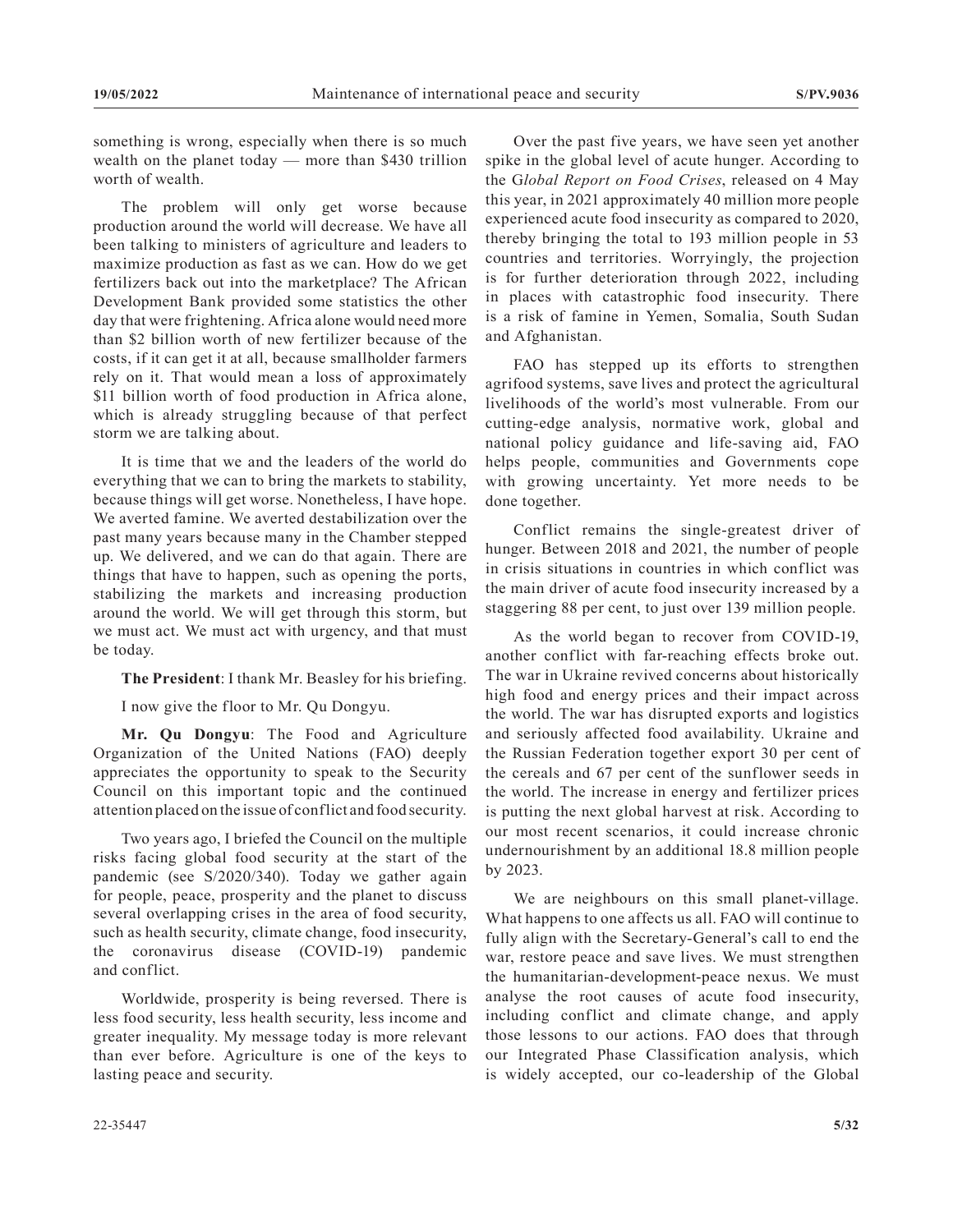something is wrong, especially when there is so much wealth on the planet today — more than $430 trillion worth of wealth.

The problem will only get worse because production around the world will decrease. We have all been talking to ministers of agriculture and leaders to maximize production as fast as we can. How do we get fertilizers back out into the marketplace? The African Development Bank provided some statistics the other day that were frightening. Africa alone would need more than $2 billion worth of new fertilizer because of the costs, if it can get it at all, because smallholder farmers rely on it. That would mean a loss of approximately $11 billion worth of food production in Africa alone, which is already struggling because of that perfect storm we are talking about.

It is time that we and the leaders of the world do everything that we can to bring the markets to stability, because things will get worse. Nonetheless, I have hope. We averted famine. We averted destabilization over the past many years because many in the Chamber stepped up. We delivered, and we can do that again. There are things that have to happen, such as opening the ports, stabilizing the markets and increasing production around the world. We will get through this storm, but we must act. We must act with urgency, and that must be today.

**The President**: I thank Mr. Beasley for his briefing.

I now give the floor to Mr. Qu Dongyu.

**Mr. Qu Dongyu**: The Food and Agriculture Organization of the United Nations (FAO) deeply appreciates the opportunity to speak to the Security Council on this important topic and the continued attention placed on the issue of conflict and food security.

Two years ago, I briefed the Council on the multiple risks facing global food security at the start of the pandemic (see S/2020/340). Today we gather again for people, peace, prosperity and the planet to discuss several overlapping crises in the area of food security, such as health security, climate change, food insecurity, the coronavirus disease (COVID-19) pandemic and conflict.

Worldwide, prosperity is being reversed. There is less food security, less health security, less income and greater inequality. My message today is more relevant than ever before. Agriculture is one of the keys to lasting peace and security.

Over the past five years, we have seen yet another spike in the global level of acute hunger. According to the G*lobal Report on Food Crises*, released on 4 May this year, in 2021 approximately 40 million more people experienced acute food insecurity as compared to 2020, thereby bringing the total to 193 million people in 53 countries and territories. Worryingly, the projection is for further deterioration through 2022, including in places with catastrophic food insecurity. There is a risk of famine in Yemen, Somalia, South Sudan and Afghanistan.

FAO has stepped up its efforts to strengthen agrifood systems, save lives and protect the agricultural livelihoods of the world's most vulnerable. From our cutting-edge analysis, normative work, global and national policy guidance and life-saving aid, FAO helps people, communities and Governments cope with growing uncertainty. Yet more needs to be done together.

Conflict remains the single-greatest driver of hunger. Between 2018 and 2021, the number of people in crisis situations in countries in which conflict was the main driver of acute food insecurity increased by a staggering 88 per cent, to just over 139 million people.

As the world began to recover from COVID-19, another conflict with far-reaching effects broke out. The war in Ukraine revived concerns about historically high food and energy prices and their impact across the world. The war has disrupted exports and logistics and seriously affected food availability. Ukraine and the Russian Federation together export 30 per cent of the cereals and 67 per cent of the sunflower seeds in the world. The increase in energy and fertilizer prices is putting the next global harvest at risk. According to our most recent scenarios, it could increase chronic undernourishment by an additional 18.8 million people by 2023.

We are neighbours on this small planet-village. What happens to one affects us all. FAO will continue to fully align with the Secretary-General's call to end the war, restore peace and save lives. We must strengthen the humanitarian-development-peace nexus. We must analyse the root causes of acute food insecurity, including conflict and climate change, and apply those lessons to our actions. FAO does that through our Integrated Phase Classification analysis, which is widely accepted, our co-leadership of the Global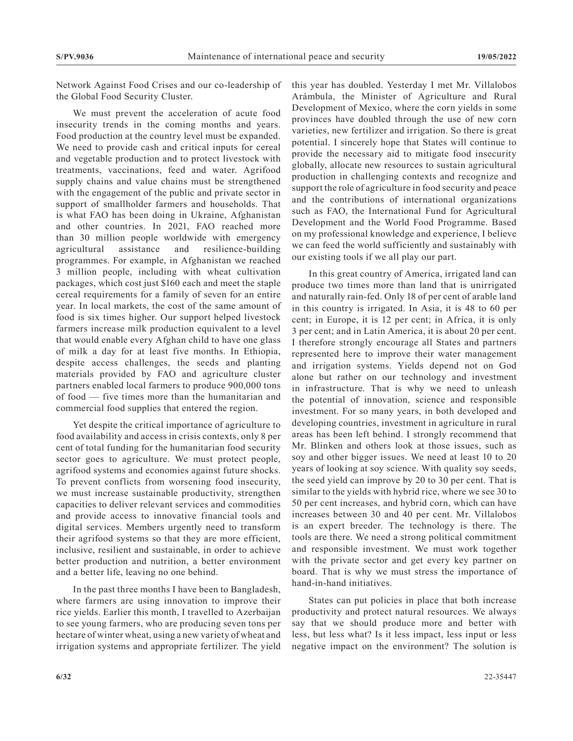Network Against Food Crises and our co-leadership of the Global Food Security Cluster.

We must prevent the acceleration of acute food insecurity trends in the coming months and years. Food production at the country level must be expanded. We need to provide cash and critical inputs for cereal and vegetable production and to protect livestock with treatments, vaccinations, feed and water. Agrifood supply chains and value chains must be strengthened with the engagement of the public and private sector in support of smallholder farmers and households. That is what FAO has been doing in Ukraine, Afghanistan and other countries. In 2021, FAO reached more than 30 million people worldwide with emergency agricultural assistance and resilience-building programmes. For example, in Afghanistan we reached 3 million people, including with wheat cultivation packages, which cost just $160 each and meet the staple cereal requirements for a family of seven for an entire year. In local markets, the cost of the same amount of food is six times higher. Our support helped livestock farmers increase milk production equivalent to a level that would enable every Afghan child to have one glass of milk a day for at least five months. In Ethiopia, despite access challenges, the seeds and planting materials provided by FAO and agriculture cluster partners enabled local farmers to produce 900,000 tons of food — five times more than the humanitarian and commercial food supplies that entered the region.

Yet despite the critical importance of agriculture to food availability and access in crisis contexts, only 8 per cent of total funding for the humanitarian food security sector goes to agriculture. We must protect people, agrifood systems and economies against future shocks. To prevent conflicts from worsening food insecurity, we must increase sustainable productivity, strengthen capacities to deliver relevant services and commodities and provide access to innovative financial tools and digital services. Members urgently need to transform their agrifood systems so that they are more efficient, inclusive, resilient and sustainable, in order to achieve better production and nutrition, a better environment and a better life, leaving no one behind.

In the past three months I have been to Bangladesh, where farmers are using innovation to improve their rice yields. Earlier this month, I travelled to Azerbaijan to see young farmers, who are producing seven tons per hectare of winter wheat, using a new variety of wheat and irrigation systems and appropriate fertilizer. The yield this year has doubled. Yesterday I met Mr. Villalobos Arámbula, the Minister of Agriculture and Rural Development of Mexico, where the corn yields in some provinces have doubled through the use of new corn varieties, new fertilizer and irrigation. So there is great potential. I sincerely hope that States will continue to provide the necessary aid to mitigate food insecurity globally, allocate new resources to sustain agricultural production in challenging contexts and recognize and support the role of agriculture in food security and peace and the contributions of international organizations such as FAO, the International Fund for Agricultural Development and the World Food Programme. Based on my professional knowledge and experience, I believe we can feed the world sufficiently and sustainably with our existing tools if we all play our part.

In this great country of America, irrigated land can produce two times more than land that is unirrigated and naturally rain-fed. Only 18 of per cent of arable land in this country is irrigated. In Asia, it is 48 to 60 per cent; in Europe, it is 12 per cent; in Africa, it is only 3 per cent; and in Latin America, it is about 20 per cent. I therefore strongly encourage all States and partners represented here to improve their water management and irrigation systems. Yields depend not on God alone but rather on our technology and investment in infrastructure. That is why we need to unleash the potential of innovation, science and responsible investment. For so many years, in both developed and developing countries, investment in agriculture in rural areas has been left behind. I strongly recommend that Mr. Blinken and others look at those issues, such as soy and other bigger issues. We need at least 10 to 20 years of looking at soy science. With quality soy seeds, the seed yield can improve by 20 to 30 per cent. That is similar to the yields with hybrid rice, where we see 30 to 50 per cent increases, and hybrid corn, which can have increases between 30 and 40 per cent. Mr. Villalobos is an expert breeder. The technology is there. The tools are there. We need a strong political commitment and responsible investment. We must work together with the private sector and get every key partner on board. That is why we must stress the importance of hand-in-hand initiatives.

States can put policies in place that both increase productivity and protect natural resources. We always say that we should produce more and better with less, but less what? Is it less impact, less input or less negative impact on the environment? The solution is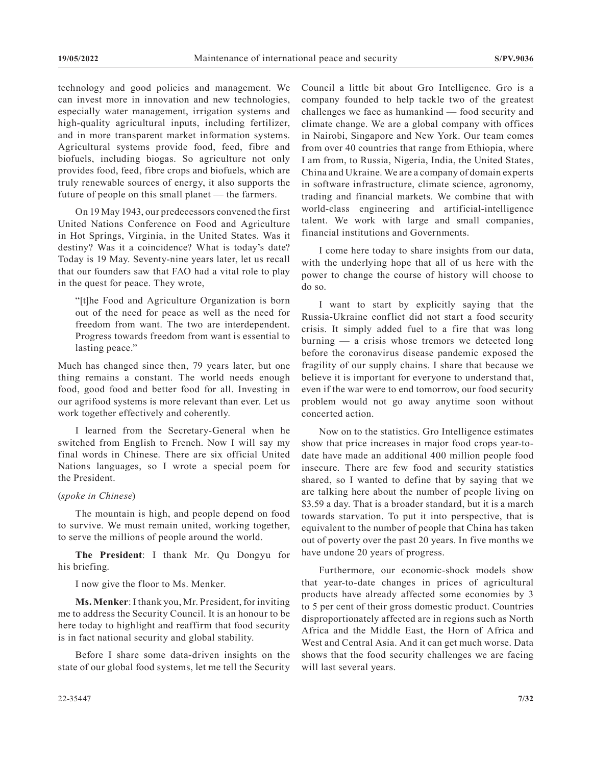technology and good policies and management. We can invest more in innovation and new technologies, especially water management, irrigation systems and high-quality agricultural inputs, including fertilizer, and in more transparent market information systems. Agricultural systems provide food, feed, fibre and biofuels, including biogas. So agriculture not only provides food, feed, fibre crops and biofuels, which are truly renewable sources of energy, it also supports the future of people on this small planet — the farmers.

On 19 May 1943, our predecessors convened the first United Nations Conference on Food and Agriculture in Hot Springs, Virginia, in the United States. Was it destiny? Was it a coincidence? What is today's date? Today is 19 May. Seventy-nine years later, let us recall that our founders saw that FAO had a vital role to play in the quest for peace. They wrote,

> "[t]he Food and Agriculture Organization is born out of the need for peace as well as the need for freedom from want. The two are interdependent. Progress towards freedom from want is essential to lasting peace."

Much has changed since then, 79 years later, but one thing remains a constant. The world needs enough food, good food and better food for all. Investing in our agrifood systems is more relevant than ever. Let us work together effectively and coherently.

I learned from the Secretary-General when he switched from English to French. Now I will say my final words in Chinese. There are six official United Nations languages, so I wrote a special poem for the President.

(*spoke in Chinese*)

The mountain is high, and people depend on food to survive. We must remain united, working together, to serve the millions of people around the world.

**The President**: I thank Mr. Qu Dongyu for his briefing.

I now give the floor to Ms. Menker.

**Ms. Menker**: I thank you, Mr. President, for inviting me to address the Security Council. It is an honour to be here today to highlight and reaffirm that food security is in fact national security and global stability.

Before I share some data-driven insights on the state of our global food systems, let me tell the Security Council a little bit about Gro Intelligence. Gro is a company founded to help tackle two of the greatest challenges we face as humankind — food security and climate change. We are a global company with offices in Nairobi, Singapore and New York. Our team comes from over 40 countries that range from Ethiopia, where I am from, to Russia, Nigeria, India, the United States, China and Ukraine. We are a company of domain experts in software infrastructure, climate science, agronomy, trading and financial markets. We combine that with world-class engineering and artificial-intelligence talent. We work with large and small companies, financial institutions and Governments.

I come here today to share insights from our data, with the underlying hope that all of us here with the power to change the course of history will choose to do so.

I want to start by explicitly saying that the Russia-Ukraine conflict did not start a food security crisis. It simply added fuel to a fire that was long burning — a crisis whose tremors we detected long before the coronavirus disease pandemic exposed the fragility of our supply chains. I share that because we believe it is important for everyone to understand that, even if the war were to end tomorrow, our food security problem would not go away anytime soon without concerted action.

Now on to the statistics. Gro Intelligence estimates show that price increases in major food crops year-to-date have made an additional 400 million people food insecure. There are few food and security statistics shared, so I wanted to define that by saying that we are talking here about the number of people living on \$3.59 a day. That is a broader standard, but it is a march towards starvation. To put it into perspective, that is equivalent to the number of people that China has taken out of poverty over the past 20 years. In five months we have undone 20 years of progress.

Furthermore, our economic-shock models show that year-to-date changes in prices of agricultural products have already affected some economies by 3 to 5 per cent of their gross domestic product. Countries disproportionately affected are in regions such as North Africa and the Middle East, the Horn of Africa and West and Central Asia. And it can get much worse. Data shows that the food security challenges we are facing will last several years.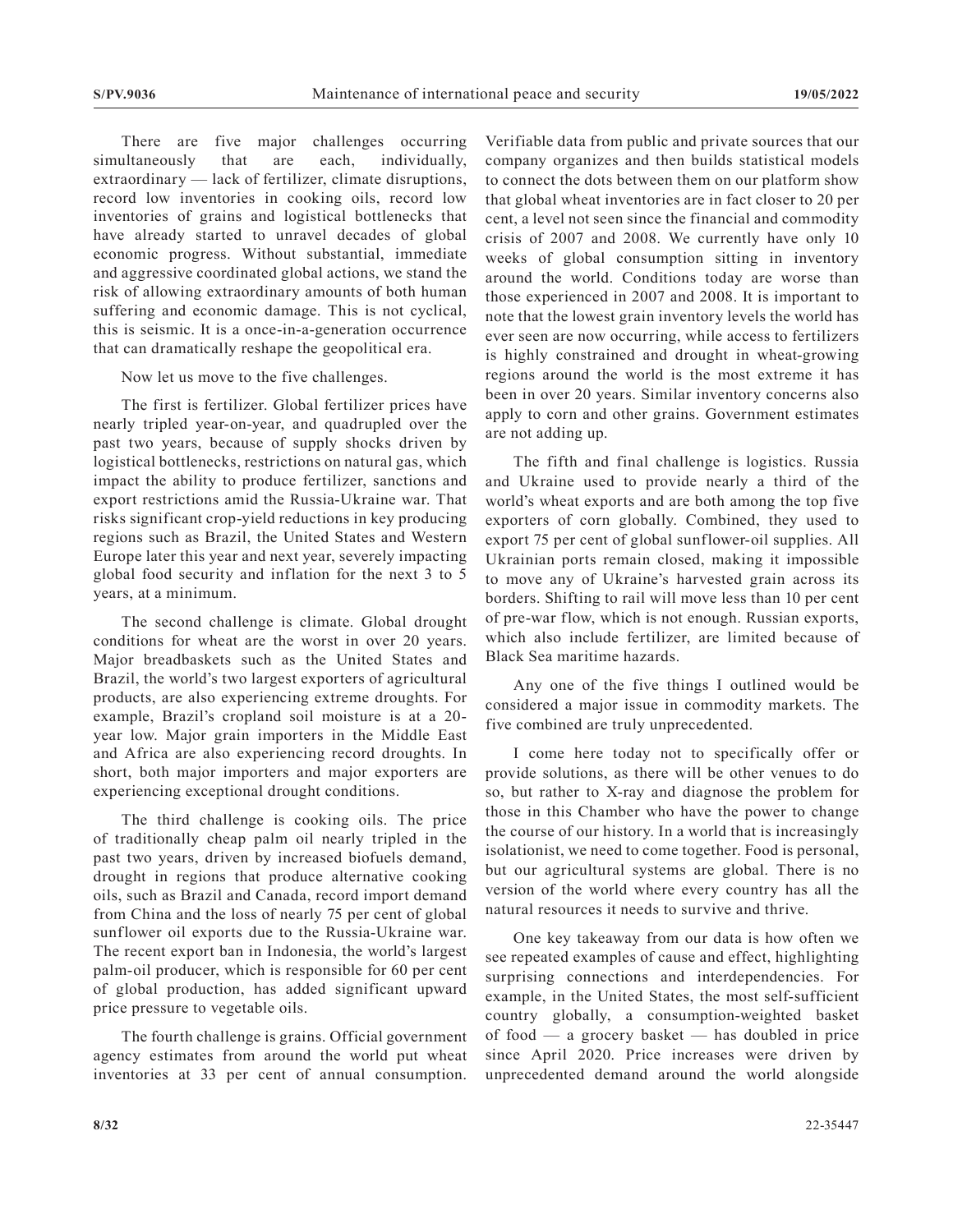There are five major challenges occurring simultaneously that are each, individually, extraordinary — lack of fertilizer, climate disruptions, record low inventories in cooking oils, record low inventories of grains and logistical bottlenecks that have already started to unravel decades of global economic progress. Without substantial, immediate and aggressive coordinated global actions, we stand the risk of allowing extraordinary amounts of both human suffering and economic damage. This is not cyclical, this is seismic. It is a once-in-a-generation occurrence that can dramatically reshape the geopolitical era.

Now let us move to the five challenges.

The first is fertilizer. Global fertilizer prices have nearly tripled year-on-year, and quadrupled over the past two years, because of supply shocks driven by logistical bottlenecks, restrictions on natural gas, which impact the ability to produce fertilizer, sanctions and export restrictions amid the Russia-Ukraine war. That risks significant crop-yield reductions in key producing regions such as Brazil, the United States and Western Europe later this year and next year, severely impacting global food security and inflation for the next 3 to 5 years, at a minimum.

The second challenge is climate. Global drought conditions for wheat are the worst in over 20 years. Major breadbaskets such as the United States and Brazil, the world's two largest exporters of agricultural products, are also experiencing extreme droughts. For example, Brazil's cropland soil moisture is at a 20-year low. Major grain importers in the Middle East and Africa are also experiencing record droughts. In short, both major importers and major exporters are experiencing exceptional drought conditions.

The third challenge is cooking oils. The price of traditionally cheap palm oil nearly tripled in the past two years, driven by increased biofuels demand, drought in regions that produce alternative cooking oils, such as Brazil and Canada, record import demand from China and the loss of nearly 75 per cent of global sunflower oil exports due to the Russia-Ukraine war. The recent export ban in Indonesia, the world's largest palm-oil producer, which is responsible for 60 per cent of global production, has added significant upward price pressure to vegetable oils.

The fourth challenge is grains. Official government agency estimates from around the world put wheat inventories at 33 per cent of annual consumption. Verifiable data from public and private sources that our company organizes and then builds statistical models to connect the dots between them on our platform show that global wheat inventories are in fact closer to 20 per cent, a level not seen since the financial and commodity crisis of 2007 and 2008. We currently have only 10 weeks of global consumption sitting in inventory around the world. Conditions today are worse than those experienced in 2007 and 2008. It is important to note that the lowest grain inventory levels the world has ever seen are now occurring, while access to fertilizers is highly constrained and drought in wheat-growing regions around the world is the most extreme it has been in over 20 years. Similar inventory concerns also apply to corn and other grains. Government estimates are not adding up.

The fifth and final challenge is logistics. Russia and Ukraine used to provide nearly a third of the world's wheat exports and are both among the top five exporters of corn globally. Combined, they used to export 75 per cent of global sunflower-oil supplies. All Ukrainian ports remain closed, making it impossible to move any of Ukraine's harvested grain across its borders. Shifting to rail will move less than 10 per cent of pre-war flow, which is not enough. Russian exports, which also include fertilizer, are limited because of Black Sea maritime hazards.

Any one of the five things I outlined would be considered a major issue in commodity markets. The five combined are truly unprecedented.

I come here today not to specifically offer or provide solutions, as there will be other venues to do so, but rather to X-ray and diagnose the problem for those in this Chamber who have the power to change the course of our history. In a world that is increasingly isolationist, we need to come together. Food is personal, but our agricultural systems are global. There is no version of the world where every country has all the natural resources it needs to survive and thrive.

One key takeaway from our data is how often we see repeated examples of cause and effect, highlighting surprising connections and interdependencies. For example, in the United States, the most self-sufficient country globally, a consumption-weighted basket of food — a grocery basket — has doubled in price since April 2020. Price increases were driven by unprecedented demand around the world alongside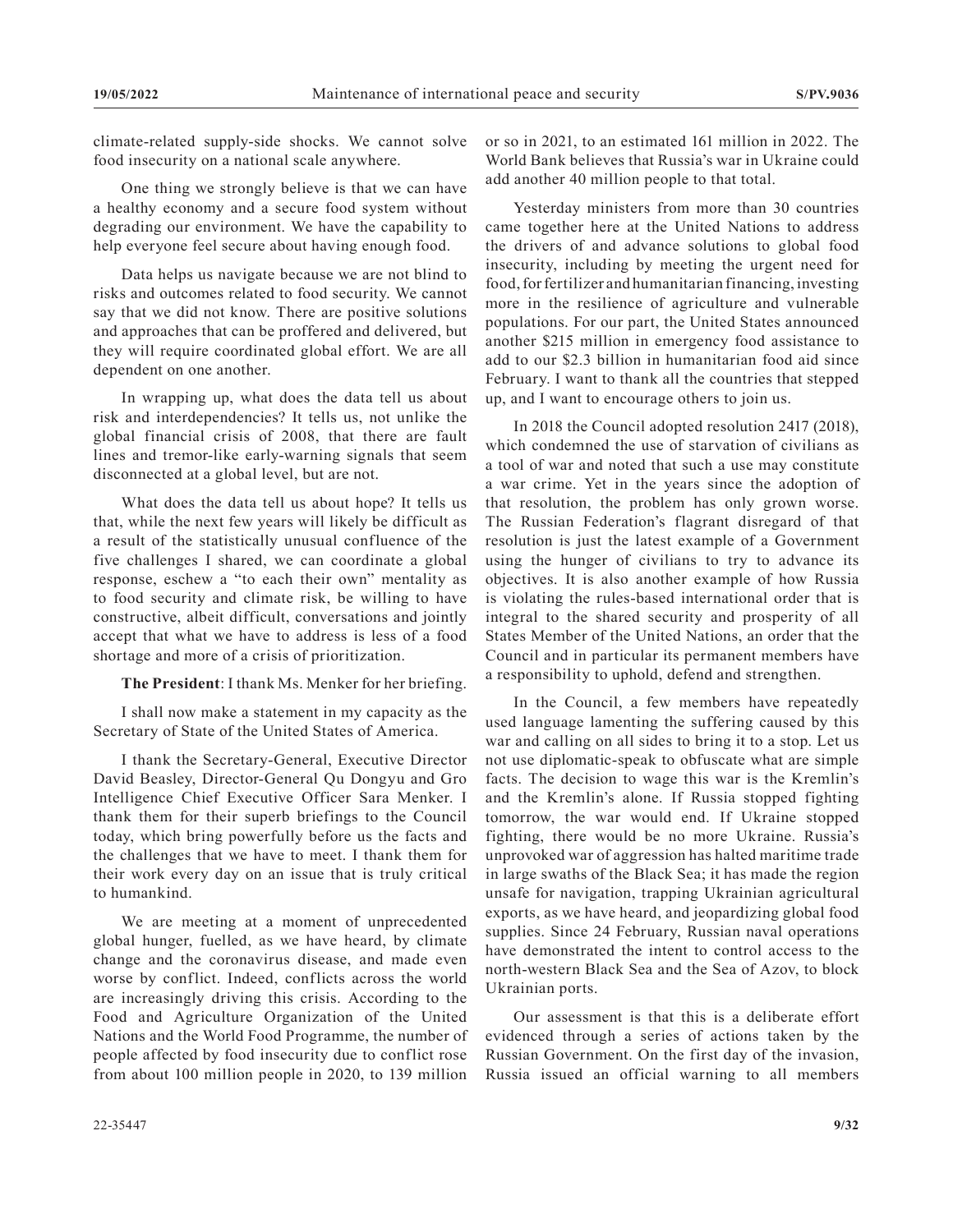climate-related supply-side shocks. We cannot solve food insecurity on a national scale anywhere.

One thing we strongly believe is that we can have a healthy economy and a secure food system without degrading our environment. We have the capability to help everyone feel secure about having enough food.

Data helps us navigate because we are not blind to risks and outcomes related to food security. We cannot say that we did not know. There are positive solutions and approaches that can be proffered and delivered, but they will require coordinated global effort. We are all dependent on one another.

In wrapping up, what does the data tell us about risk and interdependencies? It tells us, not unlike the global financial crisis of 2008, that there are fault lines and tremor-like early-warning signals that seem disconnected at a global level, but are not.

What does the data tell us about hope? It tells us that, while the next few years will likely be difficult as a result of the statistically unusual confluence of the five challenges I shared, we can coordinate a global response, eschew a "to each their own" mentality as to food security and climate risk, be willing to have constructive, albeit difficult, conversations and jointly accept that what we have to address is less of a food shortage and more of a crisis of prioritization.

**The President**: I thank Ms. Menker for her briefing.

I shall now make a statement in my capacity as the Secretary of State of the United States of America.

I thank the Secretary-General, Executive Director David Beasley, Director-General Qu Dongyu and Gro Intelligence Chief Executive Officer Sara Menker. I thank them for their superb briefings to the Council today, which bring powerfully before us the facts and the challenges that we have to meet. I thank them for their work every day on an issue that is truly critical to humankind.

We are meeting at a moment of unprecedented global hunger, fuelled, as we have heard, by climate change and the coronavirus disease, and made even worse by conflict. Indeed, conflicts across the world are increasingly driving this crisis. According to the Food and Agriculture Organization of the United Nations and the World Food Programme, the number of people affected by food insecurity due to conflict rose from about 100 million people in 2020, to 139 million or so in 2021, to an estimated 161 million in 2022. The World Bank believes that Russia's war in Ukraine could add another 40 million people to that total.

Yesterday ministers from more than 30 countries came together here at the United Nations to address the drivers of and advance solutions to global food insecurity, including by meeting the urgent need for food, for fertilizer and humanitarian financing, investing more in the resilience of agriculture and vulnerable populations. For our part, the United States announced another \$215 million in emergency food assistance to add to our \$2.3 billion in humanitarian food aid since February. I want to thank all the countries that stepped up, and I want to encourage others to join us.

In 2018 the Council adopted resolution 2417 (2018), which condemned the use of starvation of civilians as a tool of war and noted that such a use may constitute a war crime. Yet in the years since the adoption of that resolution, the problem has only grown worse. The Russian Federation's flagrant disregard of that resolution is just the latest example of a Government using the hunger of civilians to try to advance its objectives. It is also another example of how Russia is violating the rules-based international order that is integral to the shared security and prosperity of all States Member of the United Nations, an order that the Council and in particular its permanent members have a responsibility to uphold, defend and strengthen.

In the Council, a few members have repeatedly used language lamenting the suffering caused by this war and calling on all sides to bring it to a stop. Let us not use diplomatic-speak to obfuscate what are simple facts. The decision to wage this war is the Kremlin's and the Kremlin's alone. If Russia stopped fighting tomorrow, the war would end. If Ukraine stopped fighting, there would be no more Ukraine. Russia's unprovoked war of aggression has halted maritime trade in large swaths of the Black Sea; it has made the region unsafe for navigation, trapping Ukrainian agricultural exports, as we have heard, and jeopardizing global food supplies. Since 24 February, Russian naval operations have demonstrated the intent to control access to the north-western Black Sea and the Sea of Azov, to block Ukrainian ports.

Our assessment is that this is a deliberate effort evidenced through a series of actions taken by the Russian Government. On the first day of the invasion, Russia issued an official warning to all members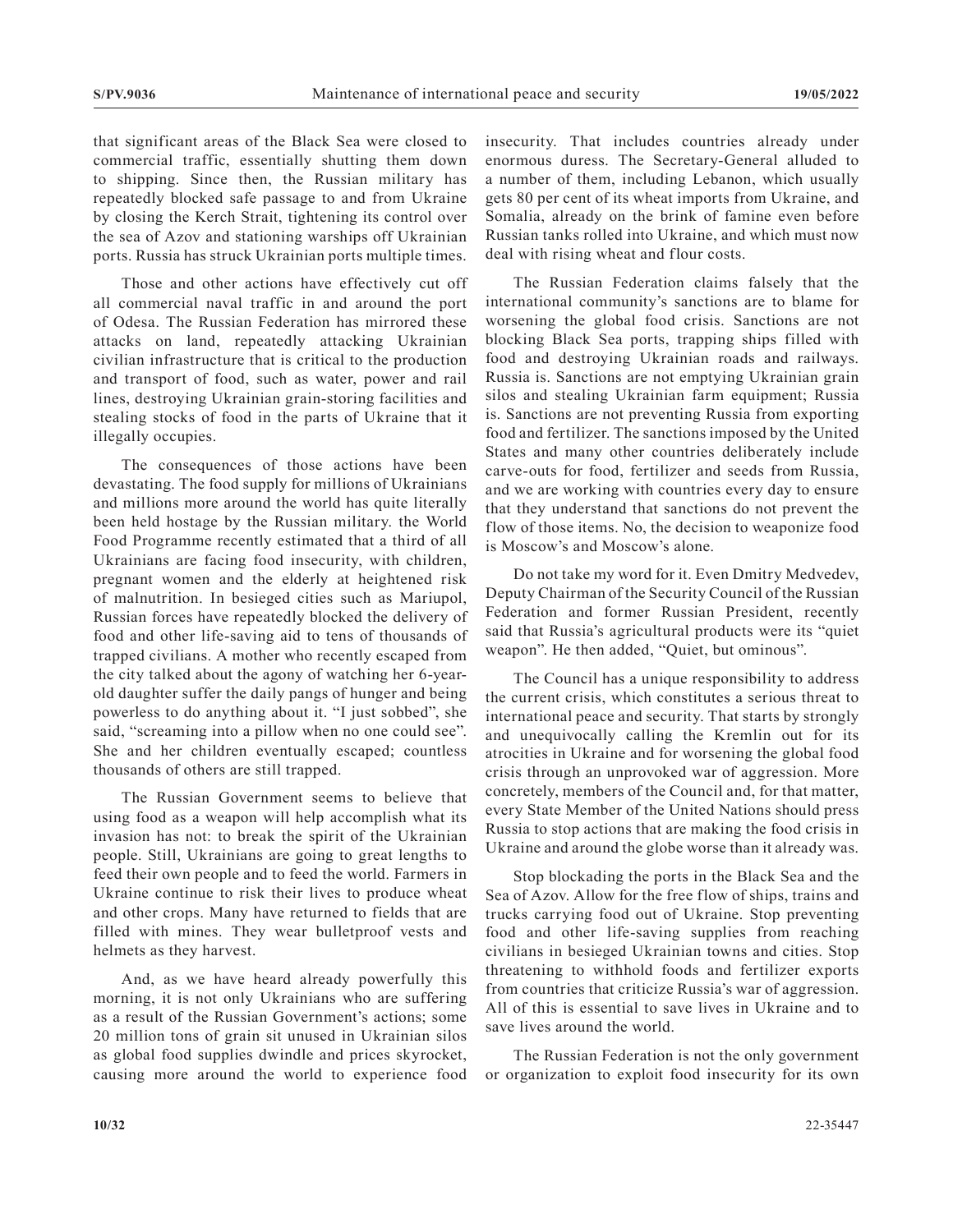that significant areas of the Black Sea were closed to commercial traffic, essentially shutting them down to shipping. Since then, the Russian military has repeatedly blocked safe passage to and from Ukraine by closing the Kerch Strait, tightening its control over the sea of Azov and stationing warships off Ukrainian ports. Russia has struck Ukrainian ports multiple times.

Those and other actions have effectively cut off all commercial naval traffic in and around the port of Odesa. The Russian Federation has mirrored these attacks on land, repeatedly attacking Ukrainian civilian infrastructure that is critical to the production and transport of food, such as water, power and rail lines, destroying Ukrainian grain-storing facilities and stealing stocks of food in the parts of Ukraine that it illegally occupies.

The consequences of those actions have been devastating. The food supply for millions of Ukrainians and millions more around the world has quite literally been held hostage by the Russian military. the World Food Programme recently estimated that a third of all Ukrainians are facing food insecurity, with children, pregnant women and the elderly at heightened risk of malnutrition. In besieged cities such as Mariupol, Russian forces have repeatedly blocked the delivery of food and other life-saving aid to tens of thousands of trapped civilians. A mother who recently escaped from the city talked about the agony of watching her 6-year-old daughter suffer the daily pangs of hunger and being powerless to do anything about it. "I just sobbed", she said, "screaming into a pillow when no one could see". She and her children eventually escaped; countless thousands of others are still trapped.

The Russian Government seems to believe that using food as a weapon will help accomplish what its invasion has not: to break the spirit of the Ukrainian people. Still, Ukrainians are going to great lengths to feed their own people and to feed the world. Farmers in Ukraine continue to risk their lives to produce wheat and other crops. Many have returned to fields that are filled with mines. They wear bulletproof vests and helmets as they harvest.

And, as we have heard already powerfully this morning, it is not only Ukrainians who are suffering as a result of the Russian Government's actions; some 20 million tons of grain sit unused in Ukrainian silos as global food supplies dwindle and prices skyrocket, causing more around the world to experience food insecurity. That includes countries already under enormous duress. The Secretary-General alluded to a number of them, including Lebanon, which usually gets 80 per cent of its wheat imports from Ukraine, and Somalia, already on the brink of famine even before Russian tanks rolled into Ukraine, and which must now deal with rising wheat and flour costs.

The Russian Federation claims falsely that the international community's sanctions are to blame for worsening the global food crisis. Sanctions are not blocking Black Sea ports, trapping ships filled with food and destroying Ukrainian roads and railways. Russia is. Sanctions are not emptying Ukrainian grain silos and stealing Ukrainian farm equipment; Russia is. Sanctions are not preventing Russia from exporting food and fertilizer. The sanctions imposed by the United States and many other countries deliberately include carve-outs for food, fertilizer and seeds from Russia, and we are working with countries every day to ensure that they understand that sanctions do not prevent the flow of those items. No, the decision to weaponize food is Moscow's and Moscow's alone.

Do not take my word for it. Even Dmitry Medvedev, Deputy Chairman of the Security Council of the Russian Federation and former Russian President, recently said that Russia's agricultural products were its "quiet weapon". He then added, "Quiet, but ominous".

The Council has a unique responsibility to address the current crisis, which constitutes a serious threat to international peace and security. That starts by strongly and unequivocally calling the Kremlin out for its atrocities in Ukraine and for worsening the global food crisis through an unprovoked war of aggression. More concretely, members of the Council and, for that matter, every State Member of the United Nations should press Russia to stop actions that are making the food crisis in Ukraine and around the globe worse than it already was.

Stop blockading the ports in the Black Sea and the Sea of Azov. Allow for the free flow of ships, trains and trucks carrying food out of Ukraine. Stop preventing food and other life-saving supplies from reaching civilians in besieged Ukrainian towns and cities. Stop threatening to withhold foods and fertilizer exports from countries that criticize Russia's war of aggression. All of this is essential to save lives in Ukraine and to save lives around the world.

The Russian Federation is not the only government or organization to exploit food insecurity for its own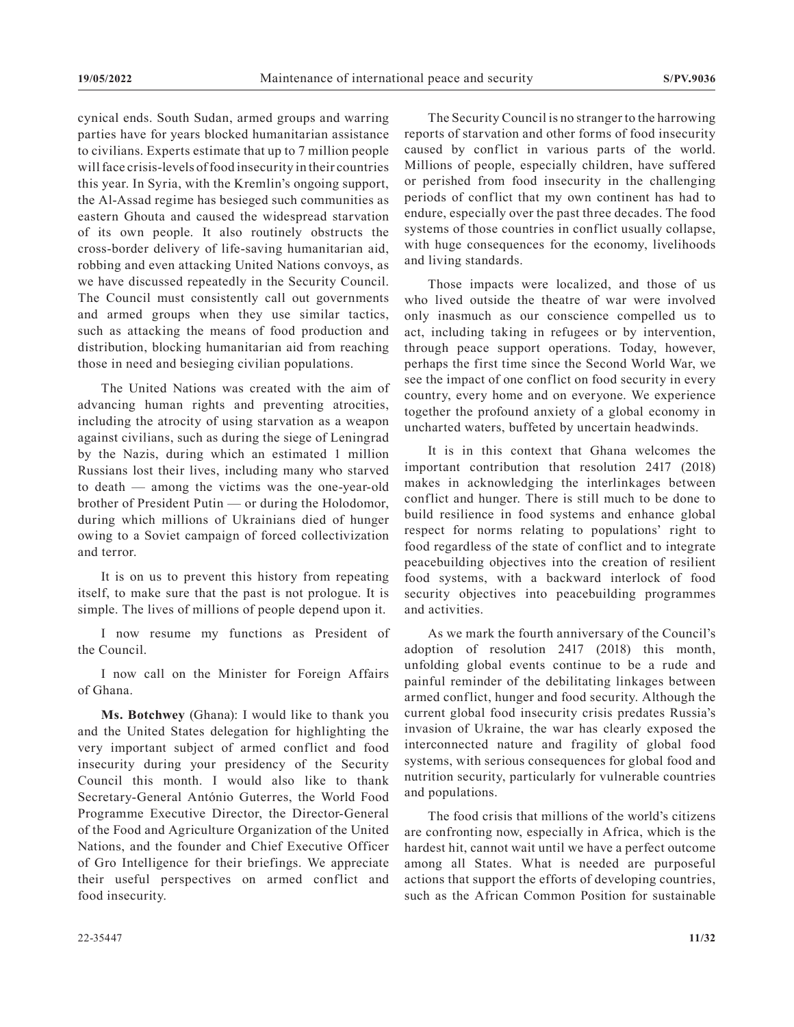cynical ends. South Sudan, armed groups and warring parties have for years blocked humanitarian assistance to civilians. Experts estimate that up to 7 million people will face crisis-levels of food insecurity in their countries this year. In Syria, with the Kremlin's ongoing support, the Al-Assad regime has besieged such communities as eastern Ghouta and caused the widespread starvation of its own people. It also routinely obstructs the cross-border delivery of life-saving humanitarian aid, robbing and even attacking United Nations convoys, as we have discussed repeatedly in the Security Council. The Council must consistently call out governments and armed groups when they use similar tactics, such as attacking the means of food production and distribution, blocking humanitarian aid from reaching those in need and besieging civilian populations.

The United Nations was created with the aim of advancing human rights and preventing atrocities, including the atrocity of using starvation as a weapon against civilians, such as during the siege of Leningrad by the Nazis, during which an estimated 1 million Russians lost their lives, including many who starved to death — among the victims was the one-year-old brother of President Putin — or during the Holodomor, during which millions of Ukrainians died of hunger owing to a Soviet campaign of forced collectivization and terror.

It is on us to prevent this history from repeating itself, to make sure that the past is not prologue. It is simple. The lives of millions of people depend upon it.

I now resume my functions as President of the Council.

I now call on the Minister for Foreign Affairs of Ghana.

**Ms. Botchwey** (Ghana): I would like to thank you and the United States delegation for highlighting the very important subject of armed conflict and food insecurity during your presidency of the Security Council this month. I would also like to thank Secretary-General António Guterres, the World Food Programme Executive Director, the Director-General of the Food and Agriculture Organization of the United Nations, and the founder and Chief Executive Officer of Gro Intelligence for their briefings. We appreciate their useful perspectives on armed conflict and food insecurity.

The Security Council is no stranger to the harrowing reports of starvation and other forms of food insecurity caused by conflict in various parts of the world. Millions of people, especially children, have suffered or perished from food insecurity in the challenging periods of conflict that my own continent has had to endure, especially over the past three decades. The food systems of those countries in conflict usually collapse, with huge consequences for the economy, livelihoods and living standards.

Those impacts were localized, and those of us who lived outside the theatre of war were involved only inasmuch as our conscience compelled us to act, including taking in refugees or by intervention, through peace support operations. Today, however, perhaps the first time since the Second World War, we see the impact of one conflict on food security in every country, every home and on everyone. We experience together the profound anxiety of a global economy in uncharted waters, buffeted by uncertain headwinds.

It is in this context that Ghana welcomes the important contribution that resolution 2417 (2018) makes in acknowledging the interlinkages between conflict and hunger. There is still much to be done to build resilience in food systems and enhance global respect for norms relating to populations' right to food regardless of the state of conflict and to integrate peacebuilding objectives into the creation of resilient food systems, with a backward interlock of food security objectives into peacebuilding programmes and activities.

As we mark the fourth anniversary of the Council's adoption of resolution 2417 (2018) this month, unfolding global events continue to be a rude and painful reminder of the debilitating linkages between armed conflict, hunger and food security. Although the current global food insecurity crisis predates Russia's invasion of Ukraine, the war has clearly exposed the interconnected nature and fragility of global food systems, with serious consequences for global food and nutrition security, particularly for vulnerable countries and populations.

The food crisis that millions of the world's citizens are confronting now, especially in Africa, which is the hardest hit, cannot wait until we have a perfect outcome among all States. What is needed are purposeful actions that support the efforts of developing countries, such as the African Common Position for sustainable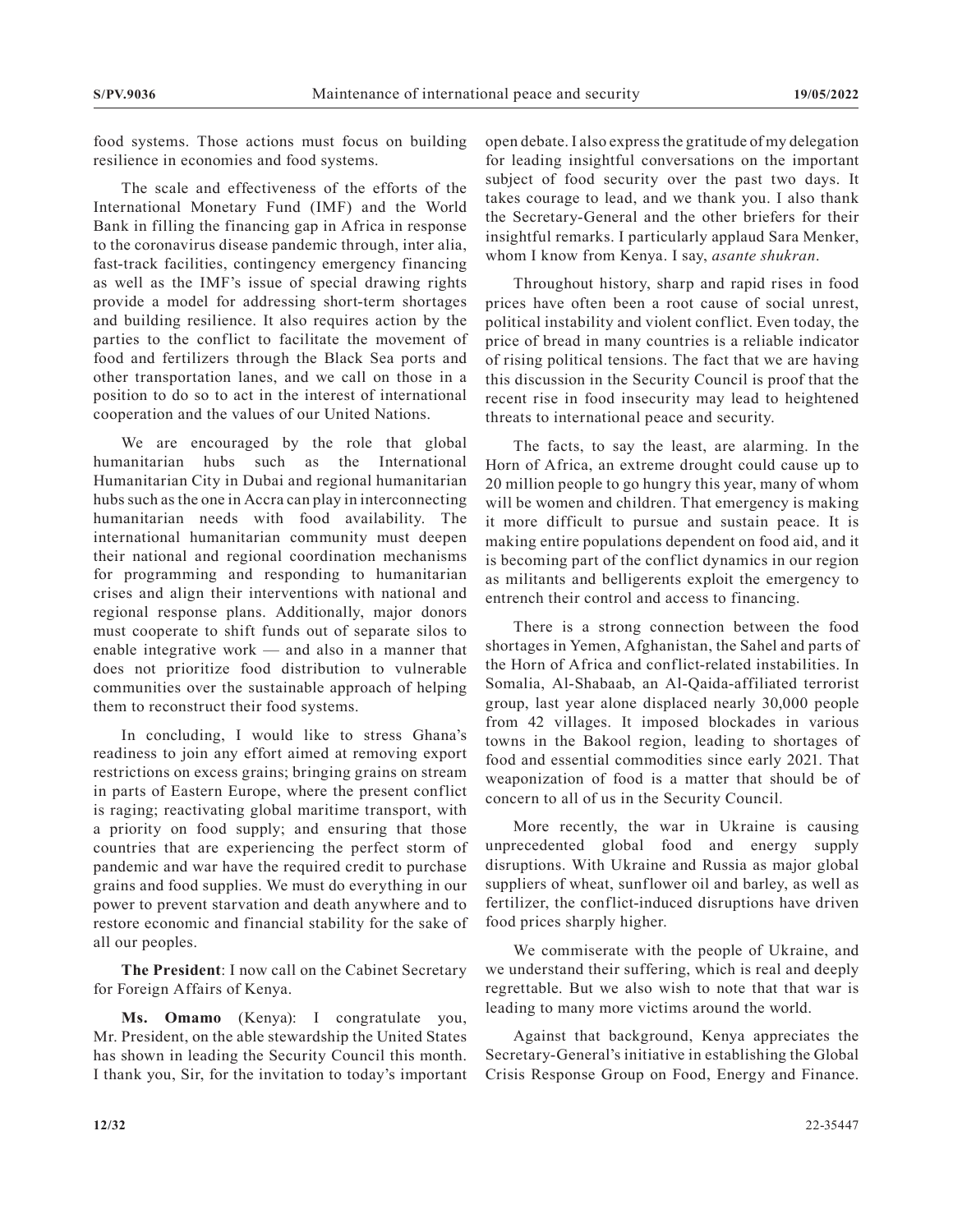food systems. Those actions must focus on building resilience in economies and food systems.

The scale and effectiveness of the efforts of the International Monetary Fund (IMF) and the World Bank in filling the financing gap in Africa in response to the coronavirus disease pandemic through, inter alia, fast-track facilities, contingency emergency financing as well as the IMF's issue of special drawing rights provide a model for addressing short-term shortages and building resilience. It also requires action by the parties to the conflict to facilitate the movement of food and fertilizers through the Black Sea ports and other transportation lanes, and we call on those in a position to do so to act in the interest of international cooperation and the values of our United Nations.

We are encouraged by the role that global humanitarian hubs such as the International Humanitarian City in Dubai and regional humanitarian hubs such as the one in Accra can play in interconnecting humanitarian needs with food availability. The international humanitarian community must deepen their national and regional coordination mechanisms for programming and responding to humanitarian crises and align their interventions with national and regional response plans. Additionally, major donors must cooperate to shift funds out of separate silos to enable integrative work — and also in a manner that does not prioritize food distribution to vulnerable communities over the sustainable approach of helping them to reconstruct their food systems.

In concluding, I would like to stress Ghana's readiness to join any effort aimed at removing export restrictions on excess grains; bringing grains on stream in parts of Eastern Europe, where the present conflict is raging; reactivating global maritime transport, with a priority on food supply; and ensuring that those countries that are experiencing the perfect storm of pandemic and war have the required credit to purchase grains and food supplies. We must do everything in our power to prevent starvation and death anywhere and to restore economic and financial stability for the sake of all our peoples.

**The President**: I now call on the Cabinet Secretary for Foreign Affairs of Kenya.

**Ms. Omamo** (Kenya): I congratulate you, Mr. President, on the able stewardship the United States has shown in leading the Security Council this month. I thank you, Sir, for the invitation to today's important open debate. I also express the gratitude of my delegation for leading insightful conversations on the important subject of food security over the past two days. It takes courage to lead, and we thank you. I also thank the Secretary-General and the other briefers for their insightful remarks. I particularly applaud Sara Menker, whom I know from Kenya. I say, *asante shukran*.

Throughout history, sharp and rapid rises in food prices have often been a root cause of social unrest, political instability and violent conflict. Even today, the price of bread in many countries is a reliable indicator of rising political tensions. The fact that we are having this discussion in the Security Council is proof that the recent rise in food insecurity may lead to heightened threats to international peace and security.

The facts, to say the least, are alarming. In the Horn of Africa, an extreme drought could cause up to 20 million people to go hungry this year, many of whom will be women and children. That emergency is making it more difficult to pursue and sustain peace. It is making entire populations dependent on food aid, and it is becoming part of the conflict dynamics in our region as militants and belligerents exploit the emergency to entrench their control and access to financing.

There is a strong connection between the food shortages in Yemen, Afghanistan, the Sahel and parts of the Horn of Africa and conflict-related instabilities. In Somalia, Al-Shabaab, an Al-Qaida-affiliated terrorist group, last year alone displaced nearly 30,000 people from 42 villages. It imposed blockades in various towns in the Bakool region, leading to shortages of food and essential commodities since early 2021. That weaponization of food is a matter that should be of concern to all of us in the Security Council.

More recently, the war in Ukraine is causing unprecedented global food and energy supply disruptions. With Ukraine and Russia as major global suppliers of wheat, sunflower oil and barley, as well as fertilizer, the conflict-induced disruptions have driven food prices sharply higher.

We commiserate with the people of Ukraine, and we understand their suffering, which is real and deeply regrettable. But we also wish to note that that war is leading to many more victims around the world.

Against that background, Kenya appreciates the Secretary-General's initiative in establishing the Global Crisis Response Group on Food, Energy and Finance.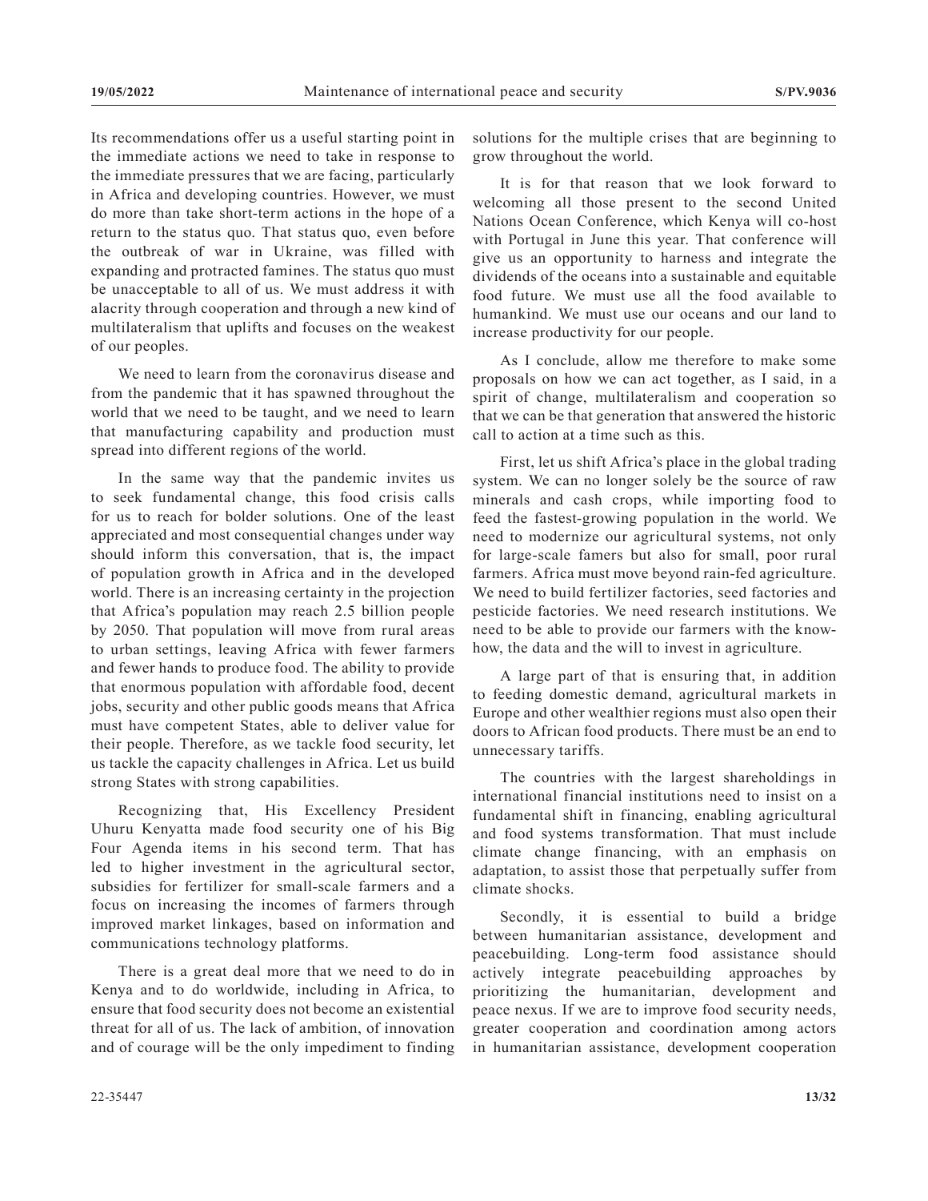Its recommendations offer us a useful starting point in the immediate actions we need to take in response to the immediate pressures that we are facing, particularly in Africa and developing countries. However, we must do more than take short-term actions in the hope of a return to the status quo. That status quo, even before the outbreak of war in Ukraine, was filled with expanding and protracted famines. The status quo must be unacceptable to all of us. We must address it with alacrity through cooperation and through a new kind of multilateralism that uplifts and focuses on the weakest of our peoples.

We need to learn from the coronavirus disease and from the pandemic that it has spawned throughout the world that we need to be taught, and we need to learn that manufacturing capability and production must spread into different regions of the world.

In the same way that the pandemic invites us to seek fundamental change, this food crisis calls for us to reach for bolder solutions. One of the least appreciated and most consequential changes under way should inform this conversation, that is, the impact of population growth in Africa and in the developed world. There is an increasing certainty in the projection that Africa's population may reach 2.5 billion people by 2050. That population will move from rural areas to urban settings, leaving Africa with fewer farmers and fewer hands to produce food. The ability to provide that enormous population with affordable food, decent jobs, security and other public goods means that Africa must have competent States, able to deliver value for their people. Therefore, as we tackle food security, let us tackle the capacity challenges in Africa. Let us build strong States with strong capabilities.

Recognizing that, His Excellency President Uhuru Kenyatta made food security one of his Big Four Agenda items in his second term. That has led to higher investment in the agricultural sector, subsidies for fertilizer for small-scale farmers and a focus on increasing the incomes of farmers through improved market linkages, based on information and communications technology platforms.

There is a great deal more that we need to do in Kenya and to do worldwide, including in Africa, to ensure that food security does not become an existential threat for all of us. The lack of ambition, of innovation and of courage will be the only impediment to finding solutions for the multiple crises that are beginning to grow throughout the world.

It is for that reason that we look forward to welcoming all those present to the second United Nations Ocean Conference, which Kenya will co-host with Portugal in June this year. That conference will give us an opportunity to harness and integrate the dividends of the oceans into a sustainable and equitable food future. We must use all the food available to humankind. We must use our oceans and our land to increase productivity for our people.

As I conclude, allow me therefore to make some proposals on how we can act together, as I said, in a spirit of change, multilateralism and cooperation so that we can be that generation that answered the historic call to action at a time such as this.

First, let us shift Africa's place in the global trading system. We can no longer solely be the source of raw minerals and cash crops, while importing food to feed the fastest-growing population in the world. We need to modernize our agricultural systems, not only for large-scale famers but also for small, poor rural farmers. Africa must move beyond rain-fed agriculture. We need to build fertilizer factories, seed factories and pesticide factories. We need research institutions. We need to be able to provide our farmers with the know-how, the data and the will to invest in agriculture.

A large part of that is ensuring that, in addition to feeding domestic demand, agricultural markets in Europe and other wealthier regions must also open their doors to African food products. There must be an end to unnecessary tariffs.

The countries with the largest shareholdings in international financial institutions need to insist on a fundamental shift in financing, enabling agricultural and food systems transformation. That must include climate change financing, with an emphasis on adaptation, to assist those that perpetually suffer from climate shocks.

Secondly, it is essential to build a bridge between humanitarian assistance, development and peacebuilding. Long-term food assistance should actively integrate peacebuilding approaches by prioritizing the humanitarian, development and peace nexus. If we are to improve food security needs, greater cooperation and coordination among actors in humanitarian assistance, development cooperation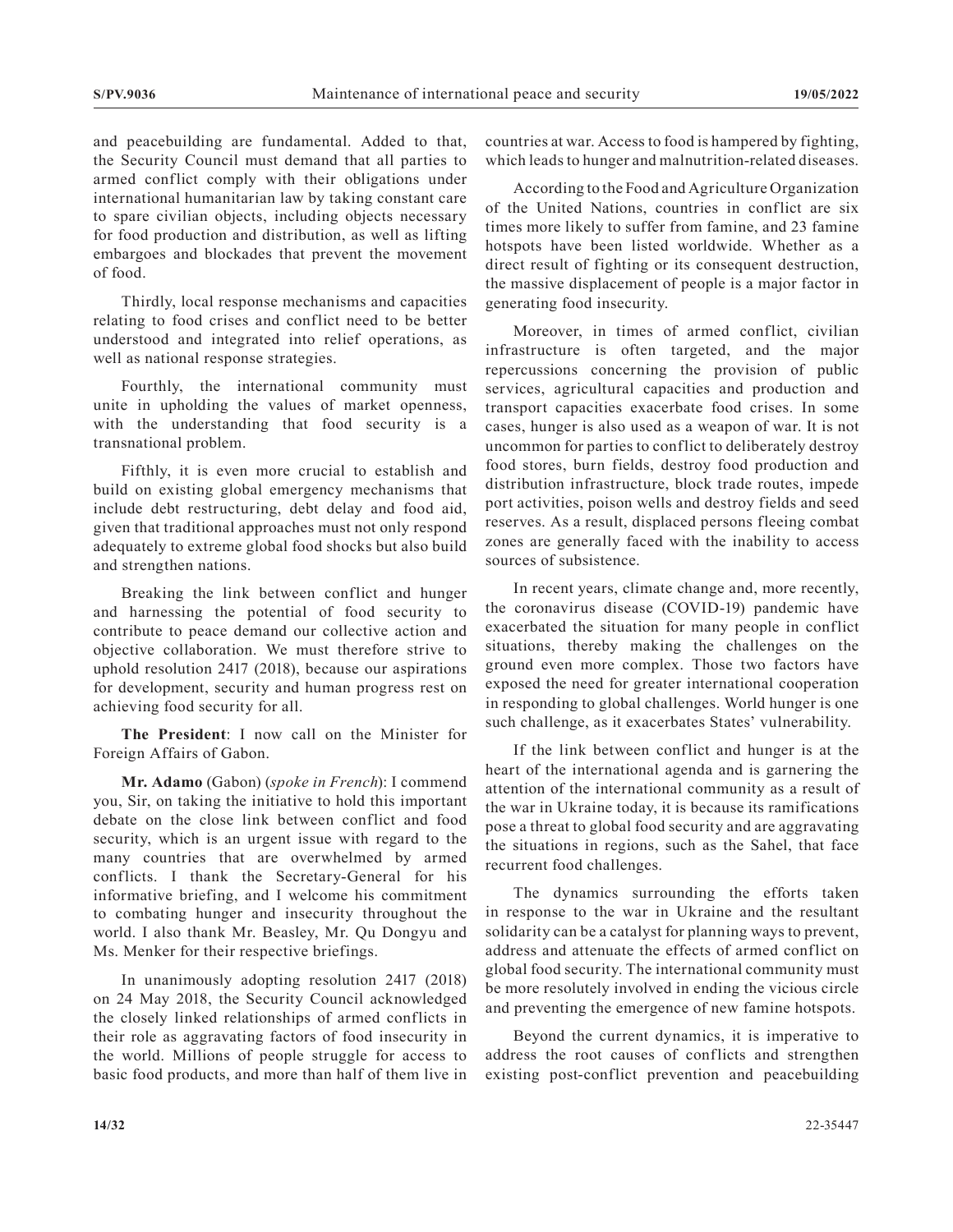and peacebuilding are fundamental. Added to that, the Security Council must demand that all parties to armed conflict comply with their obligations under international humanitarian law by taking constant care to spare civilian objects, including objects necessary for food production and distribution, as well as lifting embargoes and blockades that prevent the movement of food.

Thirdly, local response mechanisms and capacities relating to food crises and conflict need to be better understood and integrated into relief operations, as well as national response strategies.

Fourthly, the international community must unite in upholding the values of market openness, with the understanding that food security is a transnational problem.

Fifthly, it is even more crucial to establish and build on existing global emergency mechanisms that include debt restructuring, debt delay and food aid, given that traditional approaches must not only respond adequately to extreme global food shocks but also build and strengthen nations.

Breaking the link between conflict and hunger and harnessing the potential of food security to contribute to peace demand our collective action and objective collaboration. We must therefore strive to uphold resolution 2417 (2018), because our aspirations for development, security and human progress rest on achieving food security for all.

**The President**: I now call on the Minister for Foreign Affairs of Gabon.

**Mr. Adamo** (Gabon) (*spoke in French*): I commend you, Sir, on taking the initiative to hold this important debate on the close link between conflict and food security, which is an urgent issue with regard to the many countries that are overwhelmed by armed conflicts. I thank the Secretary-General for his informative briefing, and I welcome his commitment to combating hunger and insecurity throughout the world. I also thank Mr. Beasley, Mr. Qu Dongyu and Ms. Menker for their respective briefings.

In unanimously adopting resolution 2417 (2018) on 24 May 2018, the Security Council acknowledged the closely linked relationships of armed conflicts in their role as aggravating factors of food insecurity in the world. Millions of people struggle for access to basic food products, and more than half of them live in countries at war. Access to food is hampered by fighting, which leads to hunger and malnutrition-related diseases.

According to the Food and Agriculture Organization of the United Nations, countries in conflict are six times more likely to suffer from famine, and 23 famine hotspots have been listed worldwide. Whether as a direct result of fighting or its consequent destruction, the massive displacement of people is a major factor in generating food insecurity.

Moreover, in times of armed conflict, civilian infrastructure is often targeted, and the major repercussions concerning the provision of public services, agricultural capacities and production and transport capacities exacerbate food crises. In some cases, hunger is also used as a weapon of war. It is not uncommon for parties to conflict to deliberately destroy food stores, burn fields, destroy food production and distribution infrastructure, block trade routes, impede port activities, poison wells and destroy fields and seed reserves. As a result, displaced persons fleeing combat zones are generally faced with the inability to access sources of subsistence.

In recent years, climate change and, more recently, the coronavirus disease (COVID-19) pandemic have exacerbated the situation for many people in conflict situations, thereby making the challenges on the ground even more complex. Those two factors have exposed the need for greater international cooperation in responding to global challenges. World hunger is one such challenge, as it exacerbates States' vulnerability.

If the link between conflict and hunger is at the heart of the international agenda and is garnering the attention of the international community as a result of the war in Ukraine today, it is because its ramifications pose a threat to global food security and are aggravating the situations in regions, such as the Sahel, that face recurrent food challenges.

The dynamics surrounding the efforts taken in response to the war in Ukraine and the resultant solidarity can be a catalyst for planning ways to prevent, address and attenuate the effects of armed conflict on global food security. The international community must be more resolutely involved in ending the vicious circle and preventing the emergence of new famine hotspots.

Beyond the current dynamics, it is imperative to address the root causes of conflicts and strengthen existing post-conflict prevention and peacebuilding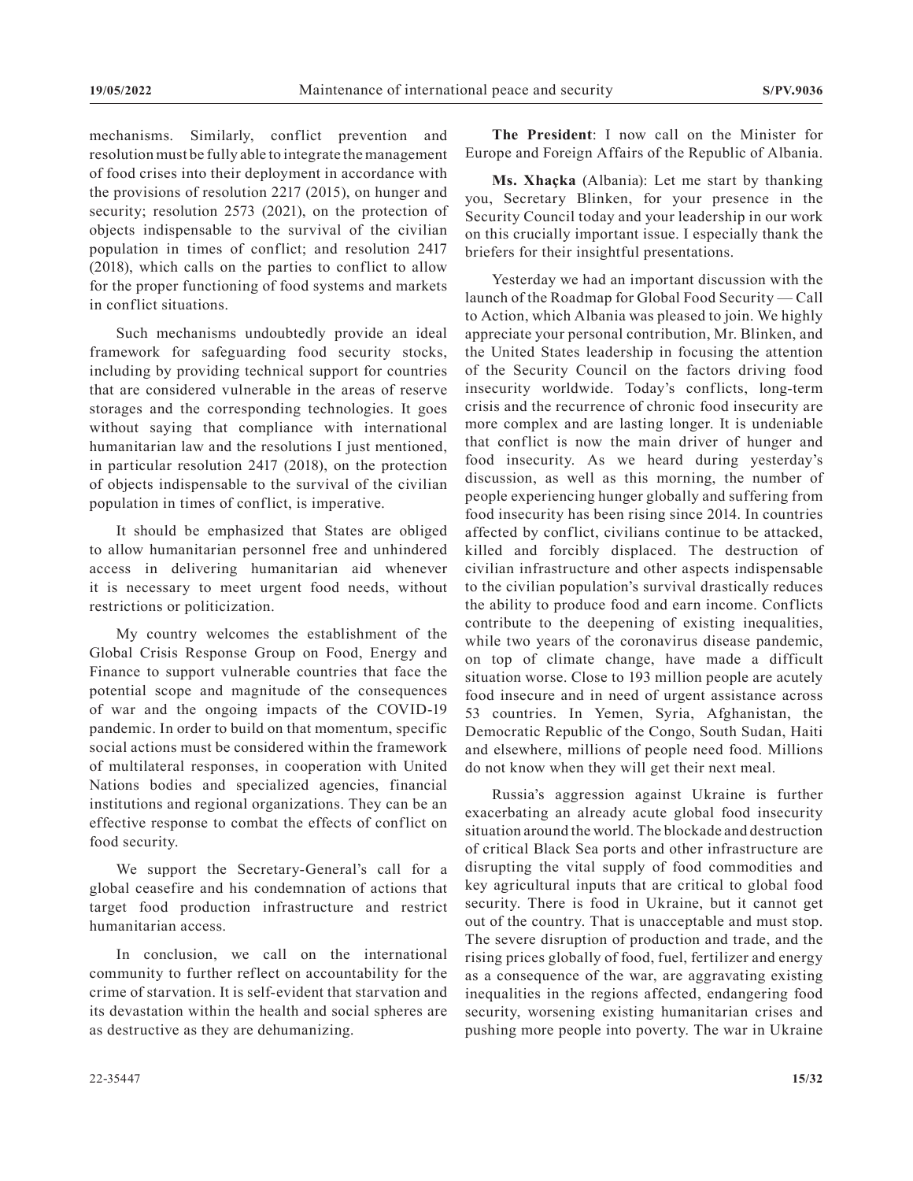mechanisms. Similarly, conflict prevention and resolution must be fully able to integrate the management of food crises into their deployment in accordance with the provisions of resolution 2217 (2015), on hunger and security; resolution 2573 (2021), on the protection of objects indispensable to the survival of the civilian population in times of conflict; and resolution 2417 (2018), which calls on the parties to conflict to allow for the proper functioning of food systems and markets in conflict situations.

Such mechanisms undoubtedly provide an ideal framework for safeguarding food security stocks, including by providing technical support for countries that are considered vulnerable in the areas of reserve storages and the corresponding technologies. It goes without saying that compliance with international humanitarian law and the resolutions I just mentioned, in particular resolution 2417 (2018), on the protection of objects indispensable to the survival of the civilian population in times of conflict, is imperative.

It should be emphasized that States are obliged to allow humanitarian personnel free and unhindered access in delivering humanitarian aid whenever it is necessary to meet urgent food needs, without restrictions or politicization.

My country welcomes the establishment of the Global Crisis Response Group on Food, Energy and Finance to support vulnerable countries that face the potential scope and magnitude of the consequences of war and the ongoing impacts of the COVID-19 pandemic. In order to build on that momentum, specific social actions must be considered within the framework of multilateral responses, in cooperation with United Nations bodies and specialized agencies, financial institutions and regional organizations. They can be an effective response to combat the effects of conflict on food security.

We support the Secretary-General's call for a global ceasefire and his condemnation of actions that target food production infrastructure and restrict humanitarian access.

In conclusion, we call on the international community to further reflect on accountability for the crime of starvation. It is self-evident that starvation and its devastation within the health and social spheres are as destructive as they are dehumanizing.

**The President**: I now call on the Minister for Europe and Foreign Affairs of the Republic of Albania.

**Ms. Xhaçka** (Albania): Let me start by thanking you, Secretary Blinken, for your presence in the Security Council today and your leadership in our work on this crucially important issue. I especially thank the briefers for their insightful presentations.

Yesterday we had an important discussion with the launch of the Roadmap for Global Food Security — Call to Action, which Albania was pleased to join. We highly appreciate your personal contribution, Mr. Blinken, and the United States leadership in focusing the attention of the Security Council on the factors driving food insecurity worldwide. Today's conflicts, long-term crisis and the recurrence of chronic food insecurity are more complex and are lasting longer. It is undeniable that conflict is now the main driver of hunger and food insecurity. As we heard during yesterday's discussion, as well as this morning, the number of people experiencing hunger globally and suffering from food insecurity has been rising since 2014. In countries affected by conflict, civilians continue to be attacked, killed and forcibly displaced. The destruction of civilian infrastructure and other aspects indispensable to the civilian population's survival drastically reduces the ability to produce food and earn income. Conflicts contribute to the deepening of existing inequalities, while two years of the coronavirus disease pandemic, on top of climate change, have made a difficult situation worse. Close to 193 million people are acutely food insecure and in need of urgent assistance across 53 countries. In Yemen, Syria, Afghanistan, the Democratic Republic of the Congo, South Sudan, Haiti and elsewhere, millions of people need food. Millions do not know when they will get their next meal.

Russia's aggression against Ukraine is further exacerbating an already acute global food insecurity situation around the world. The blockade and destruction of critical Black Sea ports and other infrastructure are disrupting the vital supply of food commodities and key agricultural inputs that are critical to global food security. There is food in Ukraine, but it cannot get out of the country. That is unacceptable and must stop. The severe disruption of production and trade, and the rising prices globally of food, fuel, fertilizer and energy as a consequence of the war, are aggravating existing inequalities in the regions affected, endangering food security, worsening existing humanitarian crises and pushing more people into poverty. The war in Ukraine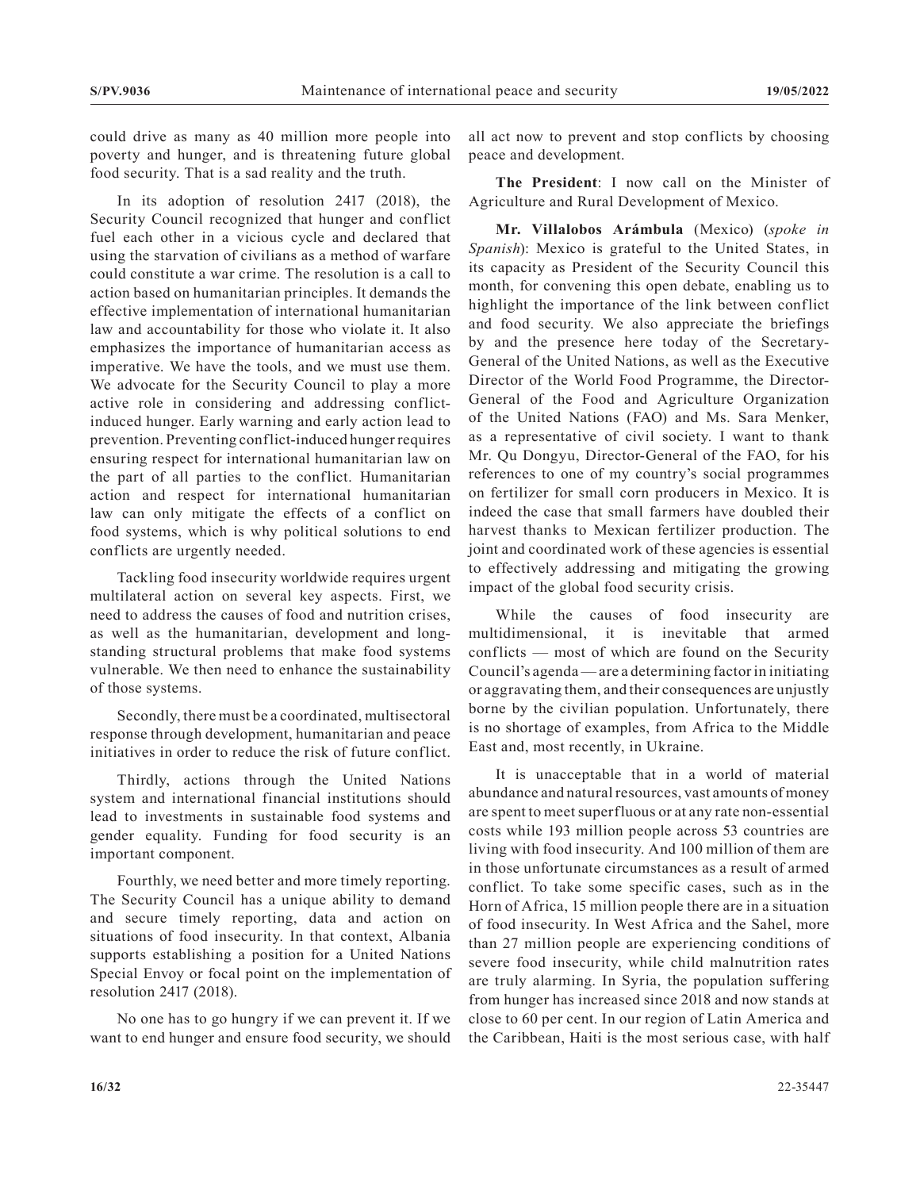could drive as many as 40 million more people into poverty and hunger, and is threatening future global food security. That is a sad reality and the truth.

In its adoption of resolution 2417 (2018), the Security Council recognized that hunger and conflict fuel each other in a vicious cycle and declared that using the starvation of civilians as a method of warfare could constitute a war crime. The resolution is a call to action based on humanitarian principles. It demands the effective implementation of international humanitarian law and accountability for those who violate it. It also emphasizes the importance of humanitarian access as imperative. We have the tools, and we must use them. We advocate for the Security Council to play a more active role in considering and addressing conflict-induced hunger. Early warning and early action lead to prevention. Preventing conflict-induced hunger requires ensuring respect for international humanitarian law on the part of all parties to the conflict. Humanitarian action and respect for international humanitarian law can only mitigate the effects of a conflict on food systems, which is why political solutions to end conflicts are urgently needed.

Tackling food insecurity worldwide requires urgent multilateral action on several key aspects. First, we need to address the causes of food and nutrition crises, as well as the humanitarian, development and long-standing structural problems that make food systems vulnerable. We then need to enhance the sustainability of those systems.

Secondly, there must be a coordinated, multisectoral response through development, humanitarian and peace initiatives in order to reduce the risk of future conflict.

Thirdly, actions through the United Nations system and international financial institutions should lead to investments in sustainable food systems and gender equality. Funding for food security is an important component.

Fourthly, we need better and more timely reporting. The Security Council has a unique ability to demand and secure timely reporting, data and action on situations of food insecurity. In that context, Albania supports establishing a position for a United Nations Special Envoy or focal point on the implementation of resolution 2417 (2018).

No one has to go hungry if we can prevent it. If we want to end hunger and ensure food security, we should all act now to prevent and stop conflicts by choosing peace and development.

**The President**: I now call on the Minister of Agriculture and Rural Development of Mexico.

**Mr. Villalobos Arámbula** (Mexico) (*spoke in Spanish*): Mexico is grateful to the United States, in its capacity as President of the Security Council this month, for convening this open debate, enabling us to highlight the importance of the link between conflict and food security. We also appreciate the briefings by and the presence here today of the Secretary-General of the United Nations, as well as the Executive Director of the World Food Programme, the Director-General of the Food and Agriculture Organization of the United Nations (FAO) and Ms. Sara Menker, as a representative of civil society. I want to thank Mr. Qu Dongyu, Director-General of the FAO, for his references to one of my country's social programmes on fertilizer for small corn producers in Mexico. It is indeed the case that small farmers have doubled their harvest thanks to Mexican fertilizer production. The joint and coordinated work of these agencies is essential to effectively addressing and mitigating the growing impact of the global food security crisis.

While the causes of food insecurity are multidimensional, it is inevitable that armed conflicts — most of which are found on the Security Council's agenda — are a determining factor in initiating or aggravating them, and their consequences are unjustly borne by the civilian population. Unfortunately, there is no shortage of examples, from Africa to the Middle East and, most recently, in Ukraine.

It is unacceptable that in a world of material abundance and natural resources, vast amounts of money are spent to meet superfluous or at any rate non-essential costs while 193 million people across 53 countries are living with food insecurity. And 100 million of them are in those unfortunate circumstances as a result of armed conflict. To take some specific cases, such as in the Horn of Africa, 15 million people there are in a situation of food insecurity. In West Africa and the Sahel, more than 27 million people are experiencing conditions of severe food insecurity, while child malnutrition rates are truly alarming. In Syria, the population suffering from hunger has increased since 2018 and now stands at close to 60 per cent. In our region of Latin America and the Caribbean, Haiti is the most serious case, with half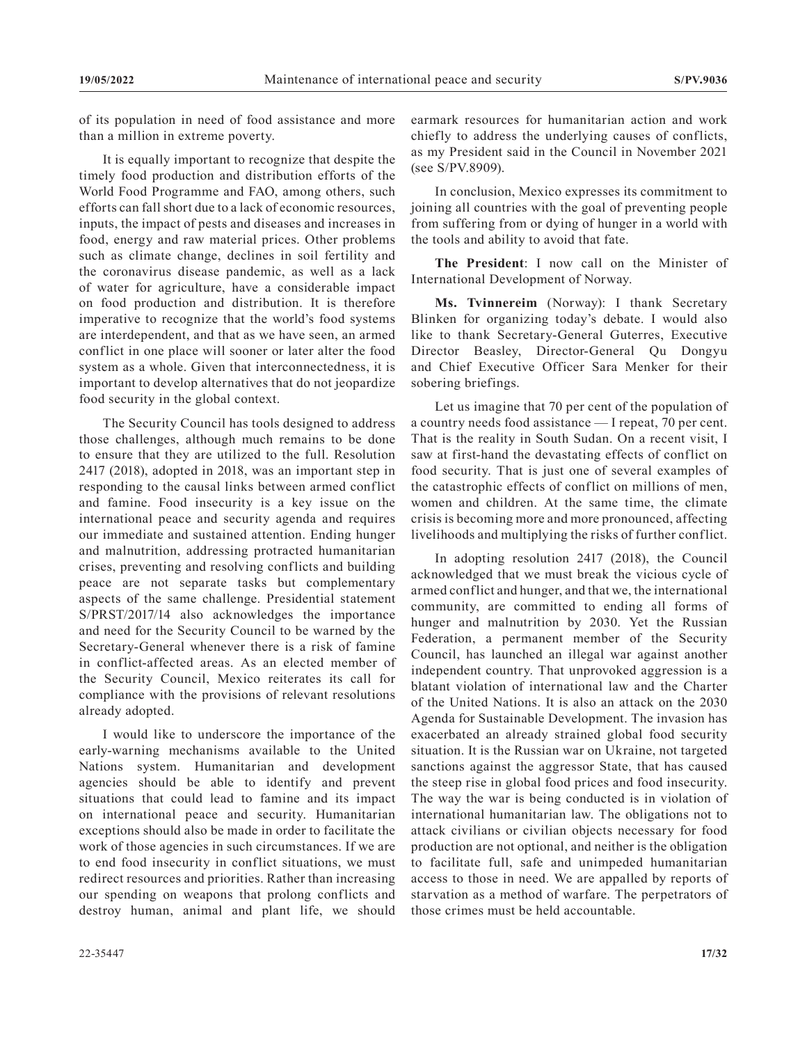of its population in need of food assistance and more than a million in extreme poverty.

It is equally important to recognize that despite the timely food production and distribution efforts of the World Food Programme and FAO, among others, such efforts can fall short due to a lack of economic resources, inputs, the impact of pests and diseases and increases in food, energy and raw material prices. Other problems such as climate change, declines in soil fertility and the coronavirus disease pandemic, as well as a lack of water for agriculture, have a considerable impact on food production and distribution. It is therefore imperative to recognize that the world's food systems are interdependent, and that as we have seen, an armed conflict in one place will sooner or later alter the food system as a whole. Given that interconnectedness, it is important to develop alternatives that do not jeopardize food security in the global context.

The Security Council has tools designed to address those challenges, although much remains to be done to ensure that they are utilized to the full. Resolution 2417 (2018), adopted in 2018, was an important step in responding to the causal links between armed conflict and famine. Food insecurity is a key issue on the international peace and security agenda and requires our immediate and sustained attention. Ending hunger and malnutrition, addressing protracted humanitarian crises, preventing and resolving conflicts and building peace are not separate tasks but complementary aspects of the same challenge. Presidential statement S/PRST/2017/14 also acknowledges the importance and need for the Security Council to be warned by the Secretary-General whenever there is a risk of famine in conflict-affected areas. As an elected member of the Security Council, Mexico reiterates its call for compliance with the provisions of relevant resolutions already adopted.

I would like to underscore the importance of the early-warning mechanisms available to the United Nations system. Humanitarian and development agencies should be able to identify and prevent situations that could lead to famine and its impact on international peace and security. Humanitarian exceptions should also be made in order to facilitate the work of those agencies in such circumstances. If we are to end food insecurity in conflict situations, we must redirect resources and priorities. Rather than increasing our spending on weapons that prolong conflicts and destroy human, animal and plant life, we should earmark resources for humanitarian action and work chiefly to address the underlying causes of conflicts, as my President said in the Council in November 2021 (see S/PV.8909).

In conclusion, Mexico expresses its commitment to joining all countries with the goal of preventing people from suffering from or dying of hunger in a world with the tools and ability to avoid that fate.

**The President**: I now call on the Minister of International Development of Norway.

**Ms. Tvinnereim** (Norway): I thank Secretary Blinken for organizing today's debate. I would also like to thank Secretary-General Guterres, Executive Director Beasley, Director-General Qu Dongyu and Chief Executive Officer Sara Menker for their sobering briefings.

Let us imagine that 70 per cent of the population of a country needs food assistance — I repeat, 70 per cent. That is the reality in South Sudan. On a recent visit, I saw at first-hand the devastating effects of conflict on food security. That is just one of several examples of the catastrophic effects of conflict on millions of men, women and children. At the same time, the climate crisis is becoming more and more pronounced, affecting livelihoods and multiplying the risks of further conflict.

In adopting resolution 2417 (2018), the Council acknowledged that we must break the vicious cycle of armed conflict and hunger, and that we, the international community, are committed to ending all forms of hunger and malnutrition by 2030. Yet the Russian Federation, a permanent member of the Security Council, has launched an illegal war against another independent country. That unprovoked aggression is a blatant violation of international law and the Charter of the United Nations. It is also an attack on the 2030 Agenda for Sustainable Development. The invasion has exacerbated an already strained global food security situation. It is the Russian war on Ukraine, not targeted sanctions against the aggressor State, that has caused the steep rise in global food prices and food insecurity. The way the war is being conducted is in violation of international humanitarian law. The obligations not to attack civilians or civilian objects necessary for food production are not optional, and neither is the obligation to facilitate full, safe and unimpeded humanitarian access to those in need. We are appalled by reports of starvation as a method of warfare. The perpetrators of those crimes must be held accountable.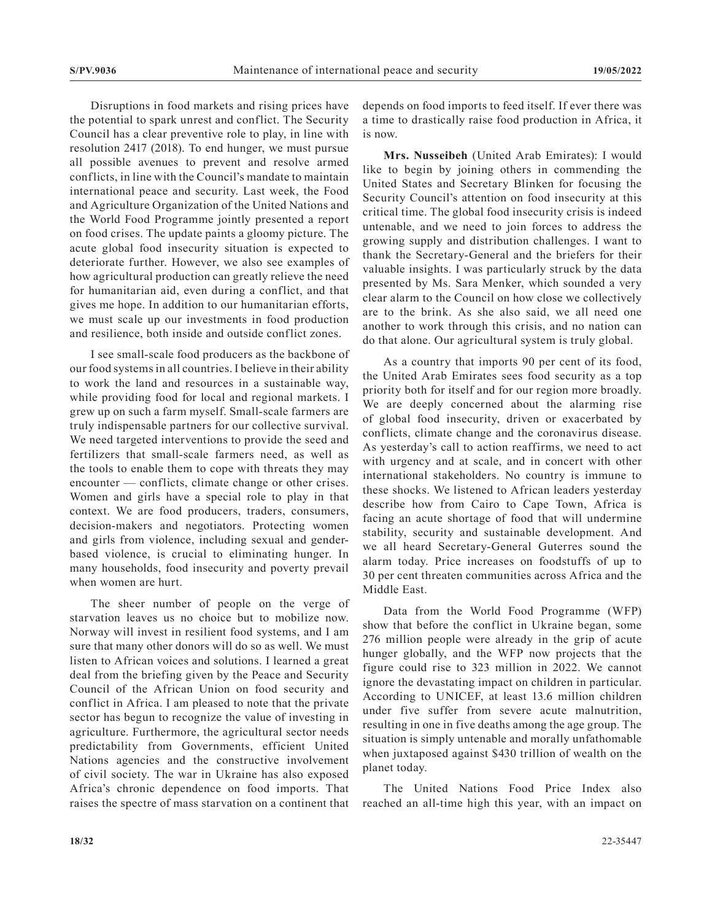Disruptions in food markets and rising prices have the potential to spark unrest and conflict. The Security Council has a clear preventive role to play, in line with resolution 2417 (2018). To end hunger, we must pursue all possible avenues to prevent and resolve armed conflicts, in line with the Council's mandate to maintain international peace and security. Last week, the Food and Agriculture Organization of the United Nations and the World Food Programme jointly presented a report on food crises. The update paints a gloomy picture. The acute global food insecurity situation is expected to deteriorate further. However, we also see examples of how agricultural production can greatly relieve the need for humanitarian aid, even during a conflict, and that gives me hope. In addition to our humanitarian efforts, we must scale up our investments in food production and resilience, both inside and outside conflict zones.

I see small-scale food producers as the backbone of our food systems in all countries. I believe in their ability to work the land and resources in a sustainable way, while providing food for local and regional markets. I grew up on such a farm myself. Small-scale farmers are truly indispensable partners for our collective survival. We need targeted interventions to provide the seed and fertilizers that small-scale farmers need, as well as the tools to enable them to cope with threats they may encounter — conflicts, climate change or other crises. Women and girls have a special role to play in that context. We are food producers, traders, consumers, decision-makers and negotiators. Protecting women and girls from violence, including sexual and gender-based violence, is crucial to eliminating hunger. In many households, food insecurity and poverty prevail when women are hurt.

The sheer number of people on the verge of starvation leaves us no choice but to mobilize now. Norway will invest in resilient food systems, and I am sure that many other donors will do so as well. We must listen to African voices and solutions. I learned a great deal from the briefing given by the Peace and Security Council of the African Union on food security and conflict in Africa. I am pleased to note that the private sector has begun to recognize the value of investing in agriculture. Furthermore, the agricultural sector needs predictability from Governments, efficient United Nations agencies and the constructive involvement of civil society. The war in Ukraine has also exposed Africa's chronic dependence on food imports. That raises the spectre of mass starvation on a continent that depends on food imports to feed itself. If ever there was a time to drastically raise food production in Africa, it is now.

**Mrs. Nusseibeh** (United Arab Emirates): I would like to begin by joining others in commending the United States and Secretary Blinken for focusing the Security Council's attention on food insecurity at this critical time. The global food insecurity crisis is indeed untenable, and we need to join forces to address the growing supply and distribution challenges. I want to thank the Secretary-General and the briefers for their valuable insights. I was particularly struck by the data presented by Ms. Sara Menker, which sounded a very clear alarm to the Council on how close we collectively are to the brink. As she also said, we all need one another to work through this crisis, and no nation can do that alone. Our agricultural system is truly global.

As a country that imports 90 per cent of its food, the United Arab Emirates sees food security as a top priority both for itself and for our region more broadly. We are deeply concerned about the alarming rise of global food insecurity, driven or exacerbated by conflicts, climate change and the coronavirus disease. As yesterday's call to action reaffirms, we need to act with urgency and at scale, and in concert with other international stakeholders. No country is immune to these shocks. We listened to African leaders yesterday describe how from Cairo to Cape Town, Africa is facing an acute shortage of food that will undermine stability, security and sustainable development. And we all heard Secretary-General Guterres sound the alarm today. Price increases on foodstuffs of up to 30 per cent threaten communities across Africa and the Middle East.

Data from the World Food Programme (WFP) show that before the conflict in Ukraine began, some 276 million people were already in the grip of acute hunger globally, and the WFP now projects that the figure could rise to 323 million in 2022. We cannot ignore the devastating impact on children in particular. According to UNICEF, at least 13.6 million children under five suffer from severe acute malnutrition, resulting in one in five deaths among the age group. The situation is simply untenable and morally unfathomable when juxtaposed against $430 trillion of wealth on the planet today.

The United Nations Food Price Index also reached an all-time high this year, with an impact on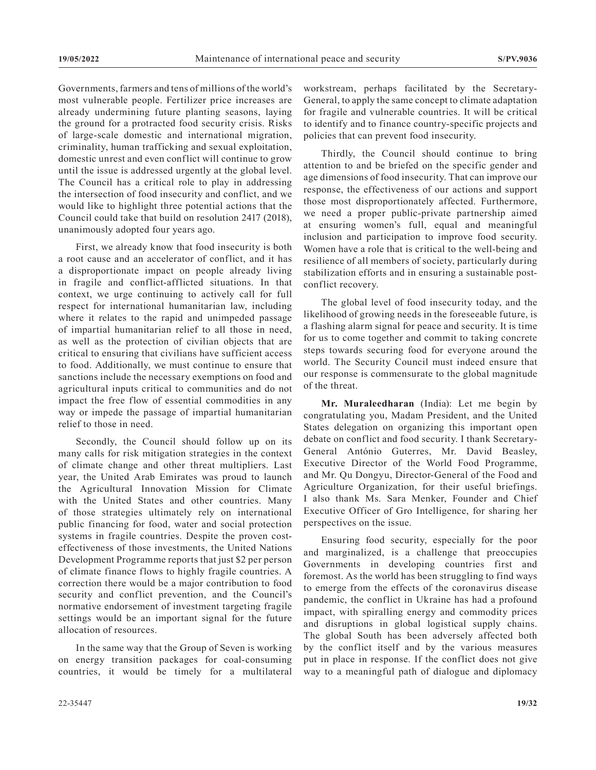Governments, farmers and tens of millions of the world's most vulnerable people. Fertilizer price increases are already undermining future planting seasons, laying the ground for a protracted food security crisis. Risks of large-scale domestic and international migration, criminality, human trafficking and sexual exploitation, domestic unrest and even conflict will continue to grow until the issue is addressed urgently at the global level. The Council has a critical role to play in addressing the intersection of food insecurity and conflict, and we would like to highlight three potential actions that the Council could take that build on resolution 2417 (2018), unanimously adopted four years ago.

First, we already know that food insecurity is both a root cause and an accelerator of conflict, and it has a disproportionate impact on people already living in fragile and conflict-afflicted situations. In that context, we urge continuing to actively call for full respect for international humanitarian law, including where it relates to the rapid and unimpeded passage of impartial humanitarian relief to all those in need, as well as the protection of civilian objects that are critical to ensuring that civilians have sufficient access to food. Additionally, we must continue to ensure that sanctions include the necessary exemptions on food and agricultural inputs critical to communities and do not impact the free flow of essential commodities in any way or impede the passage of impartial humanitarian relief to those in need.

Secondly, the Council should follow up on its many calls for risk mitigation strategies in the context of climate change and other threat multipliers. Last year, the United Arab Emirates was proud to launch the Agricultural Innovation Mission for Climate with the United States and other countries. Many of those strategies ultimately rely on international public financing for food, water and social protection systems in fragile countries. Despite the proven cost-effectiveness of those investments, the United Nations Development Programme reports that just $2 per person of climate finance flows to highly fragile countries. A correction there would be a major contribution to food security and conflict prevention, and the Council's normative endorsement of investment targeting fragile settings would be an important signal for the future allocation of resources.

In the same way that the Group of Seven is working on energy transition packages for coal-consuming countries, it would be timely for a multilateral workstream, perhaps facilitated by the Secretary-General, to apply the same concept to climate adaptation for fragile and vulnerable countries. It will be critical to identify and to finance country-specific projects and policies that can prevent food insecurity.

Thirdly, the Council should continue to bring attention to and be briefed on the specific gender and age dimensions of food insecurity. That can improve our response, the effectiveness of our actions and support those most disproportionately affected. Furthermore, we need a proper public-private partnership aimed at ensuring women's full, equal and meaningful inclusion and participation to improve food security. Women have a role that is critical to the well-being and resilience of all members of society, particularly during stabilization efforts and in ensuring a sustainable post-conflict recovery.

The global level of food insecurity today, and the likelihood of growing needs in the foreseeable future, is a flashing alarm signal for peace and security. It is time for us to come together and commit to taking concrete steps towards securing food for everyone around the world. The Security Council must indeed ensure that our response is commensurate to the global magnitude of the threat.

**Mr. Muraleedharan** (India): Let me begin by congratulating you, Madam President, and the United States delegation on organizing this important open debate on conflict and food security. I thank Secretary-General António Guterres, Mr. David Beasley, Executive Director of the World Food Programme, and Mr. Qu Dongyu, Director-General of the Food and Agriculture Organization, for their useful briefings. I also thank Ms. Sara Menker, Founder and Chief Executive Officer of Gro Intelligence, for sharing her perspectives on the issue.

Ensuring food security, especially for the poor and marginalized, is a challenge that preoccupies Governments in developing countries first and foremost. As the world has been struggling to find ways to emerge from the effects of the coronavirus disease pandemic, the conflict in Ukraine has had a profound impact, with spiralling energy and commodity prices and disruptions in global logistical supply chains. The global South has been adversely affected both by the conflict itself and by the various measures put in place in response. If the conflict does not give way to a meaningful path of dialogue and diplomacy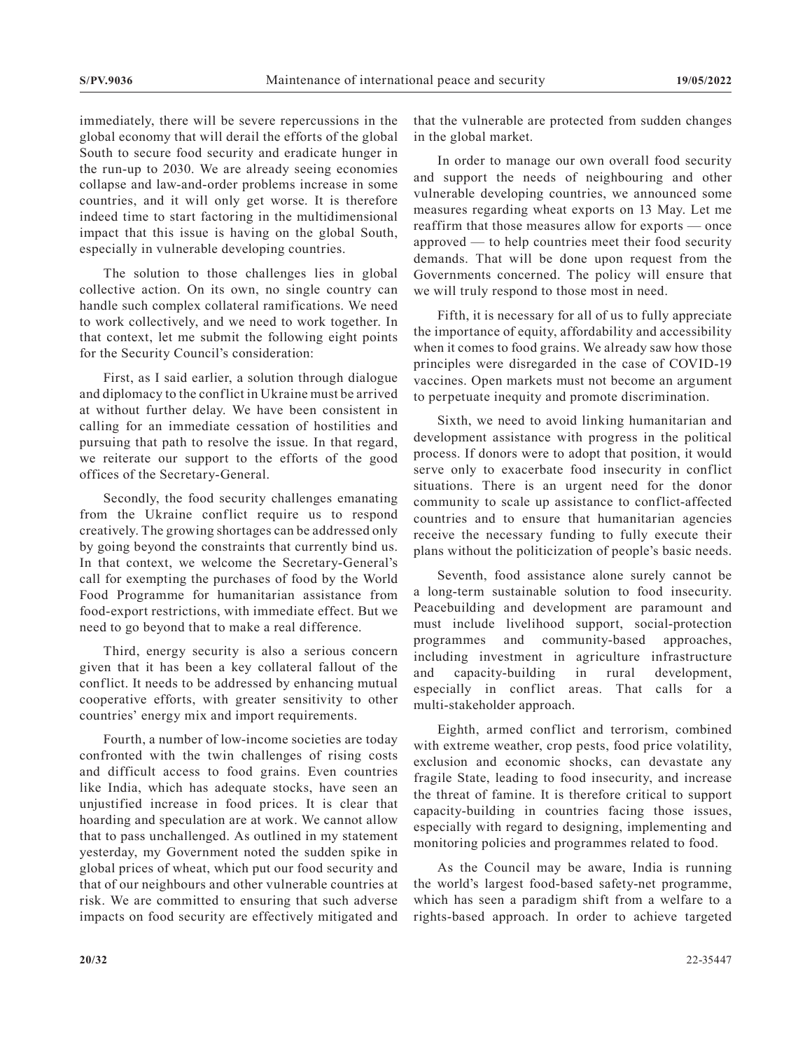immediately, there will be severe repercussions in the global economy that will derail the efforts of the global South to secure food security and eradicate hunger in the run-up to 2030. We are already seeing economies collapse and law-and-order problems increase in some countries, and it will only get worse. It is therefore indeed time to start factoring in the multidimensional impact that this issue is having on the global South, especially in vulnerable developing countries.

The solution to those challenges lies in global collective action. On its own, no single country can handle such complex collateral ramifications. We need to work collectively, and we need to work together. In that context, let me submit the following eight points for the Security Council's consideration:

First, as I said earlier, a solution through dialogue and diplomacy to the conflict in Ukraine must be arrived at without further delay. We have been consistent in calling for an immediate cessation of hostilities and pursuing that path to resolve the issue. In that regard, we reiterate our support to the efforts of the good offices of the Secretary-General.

Secondly, the food security challenges emanating from the Ukraine conflict require us to respond creatively. The growing shortages can be addressed only by going beyond the constraints that currently bind us. In that context, we welcome the Secretary-General's call for exempting the purchases of food by the World Food Programme for humanitarian assistance from food-export restrictions, with immediate effect. But we need to go beyond that to make a real difference.

Third, energy security is also a serious concern given that it has been a key collateral fallout of the conflict. It needs to be addressed by enhancing mutual cooperative efforts, with greater sensitivity to other countries' energy mix and import requirements.

Fourth, a number of low-income societies are today confronted with the twin challenges of rising costs and difficult access to food grains. Even countries like India, which has adequate stocks, have seen an unjustified increase in food prices. It is clear that hoarding and speculation are at work. We cannot allow that to pass unchallenged. As outlined in my statement yesterday, my Government noted the sudden spike in global prices of wheat, which put our food security and that of our neighbours and other vulnerable countries at risk. We are committed to ensuring that such adverse impacts on food security are effectively mitigated and that the vulnerable are protected from sudden changes in the global market.

In order to manage our own overall food security and support the needs of neighbouring and other vulnerable developing countries, we announced some measures regarding wheat exports on 13 May. Let me reaffirm that those measures allow for exports — once approved — to help countries meet their food security demands. That will be done upon request from the Governments concerned. The policy will ensure that we will truly respond to those most in need.

Fifth, it is necessary for all of us to fully appreciate the importance of equity, affordability and accessibility when it comes to food grains. We already saw how those principles were disregarded in the case of COVID-19 vaccines. Open markets must not become an argument to perpetuate inequity and promote discrimination.

Sixth, we need to avoid linking humanitarian and development assistance with progress in the political process. If donors were to adopt that position, it would serve only to exacerbate food insecurity in conflict situations. There is an urgent need for the donor community to scale up assistance to conflict-affected countries and to ensure that humanitarian agencies receive the necessary funding to fully execute their plans without the politicization of people's basic needs.

Seventh, food assistance alone surely cannot be a long-term sustainable solution to food insecurity. Peacebuilding and development are paramount and must include livelihood support, social-protection programmes and community-based approaches, including investment in agriculture infrastructure and capacity-building in rural development, especially in conflict areas. That calls for a multi-stakeholder approach.

Eighth, armed conflict and terrorism, combined with extreme weather, crop pests, food price volatility, exclusion and economic shocks, can devastate any fragile State, leading to food insecurity, and increase the threat of famine. It is therefore critical to support capacity-building in countries facing those issues, especially with regard to designing, implementing and monitoring policies and programmes related to food.

As the Council may be aware, India is running the world's largest food-based safety-net programme, which has seen a paradigm shift from a welfare to a rights-based approach. In order to achieve targeted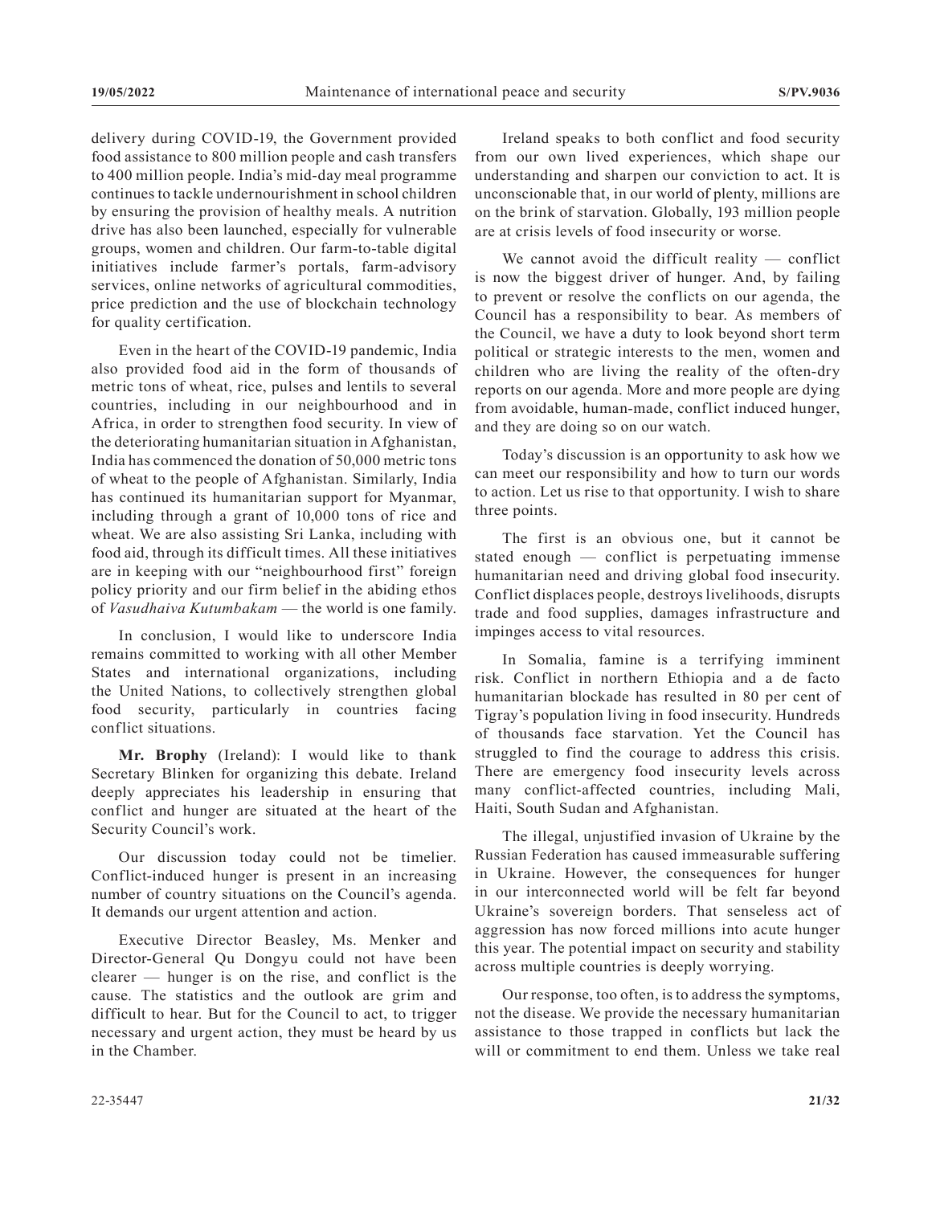delivery during COVID-19, the Government provided food assistance to 800 million people and cash transfers to 400 million people. India's mid-day meal programme continues to tackle undernourishment in school children by ensuring the provision of healthy meals. A nutrition drive has also been launched, especially for vulnerable groups, women and children. Our farm-to-table digital initiatives include farmer's portals, farm-advisory services, online networks of agricultural commodities, price prediction and the use of blockchain technology for quality certification.

Even in the heart of the COVID-19 pandemic, India also provided food aid in the form of thousands of metric tons of wheat, rice, pulses and lentils to several countries, including in our neighbourhood and in Africa, in order to strengthen food security. In view of the deteriorating humanitarian situation in Afghanistan, India has commenced the donation of 50,000 metric tons of wheat to the people of Afghanistan. Similarly, India has continued its humanitarian support for Myanmar, including through a grant of 10,000 tons of rice and wheat. We are also assisting Sri Lanka, including with food aid, through its difficult times. All these initiatives are in keeping with our "neighbourhood first" foreign policy priority and our firm belief in the abiding ethos of *Vasudhaiva Kutumbakam* — the world is one family.

In conclusion, I would like to underscore India remains committed to working with all other Member States and international organizations, including the United Nations, to collectively strengthen global food security, particularly in countries facing conflict situations.

**Mr. Brophy** (Ireland): I would like to thank Secretary Blinken for organizing this debate. Ireland deeply appreciates his leadership in ensuring that conflict and hunger are situated at the heart of the Security Council's work.

Our discussion today could not be timelier. Conflict-induced hunger is present in an increasing number of country situations on the Council's agenda. It demands our urgent attention and action.

Executive Director Beasley, Ms. Menker and Director-General Qu Dongyu could not have been clearer — hunger is on the rise, and conflict is the cause. The statistics and the outlook are grim and difficult to hear. But for the Council to act, to trigger necessary and urgent action, they must be heard by us in the Chamber.

Ireland speaks to both conflict and food security from our own lived experiences, which shape our understanding and sharpen our conviction to act. It is unconscionable that, in our world of plenty, millions are on the brink of starvation. Globally, 193 million people are at crisis levels of food insecurity or worse.

We cannot avoid the difficult reality — conflict is now the biggest driver of hunger. And, by failing to prevent or resolve the conflicts on our agenda, the Council has a responsibility to bear. As members of the Council, we have a duty to look beyond short term political or strategic interests to the men, women and children who are living the reality of the often-dry reports on our agenda. More and more people are dying from avoidable, human-made, conflict induced hunger, and they are doing so on our watch.

Today's discussion is an opportunity to ask how we can meet our responsibility and how to turn our words to action. Let us rise to that opportunity. I wish to share three points.

The first is an obvious one, but it cannot be stated enough — conflict is perpetuating immense humanitarian need and driving global food insecurity. Conflict displaces people, destroys livelihoods, disrupts trade and food supplies, damages infrastructure and impinges access to vital resources.

In Somalia, famine is a terrifying imminent risk. Conflict in northern Ethiopia and a de facto humanitarian blockade has resulted in 80 per cent of Tigray's population living in food insecurity. Hundreds of thousands face starvation. Yet the Council has struggled to find the courage to address this crisis. There are emergency food insecurity levels across many conflict-affected countries, including Mali, Haiti, South Sudan and Afghanistan.

The illegal, unjustified invasion of Ukraine by the Russian Federation has caused immeasurable suffering in Ukraine. However, the consequences for hunger in our interconnected world will be felt far beyond Ukraine's sovereign borders. That senseless act of aggression has now forced millions into acute hunger this year. The potential impact on security and stability across multiple countries is deeply worrying.

Our response, too often, is to address the symptoms, not the disease. We provide the necessary humanitarian assistance to those trapped in conflicts but lack the will or commitment to end them. Unless we take real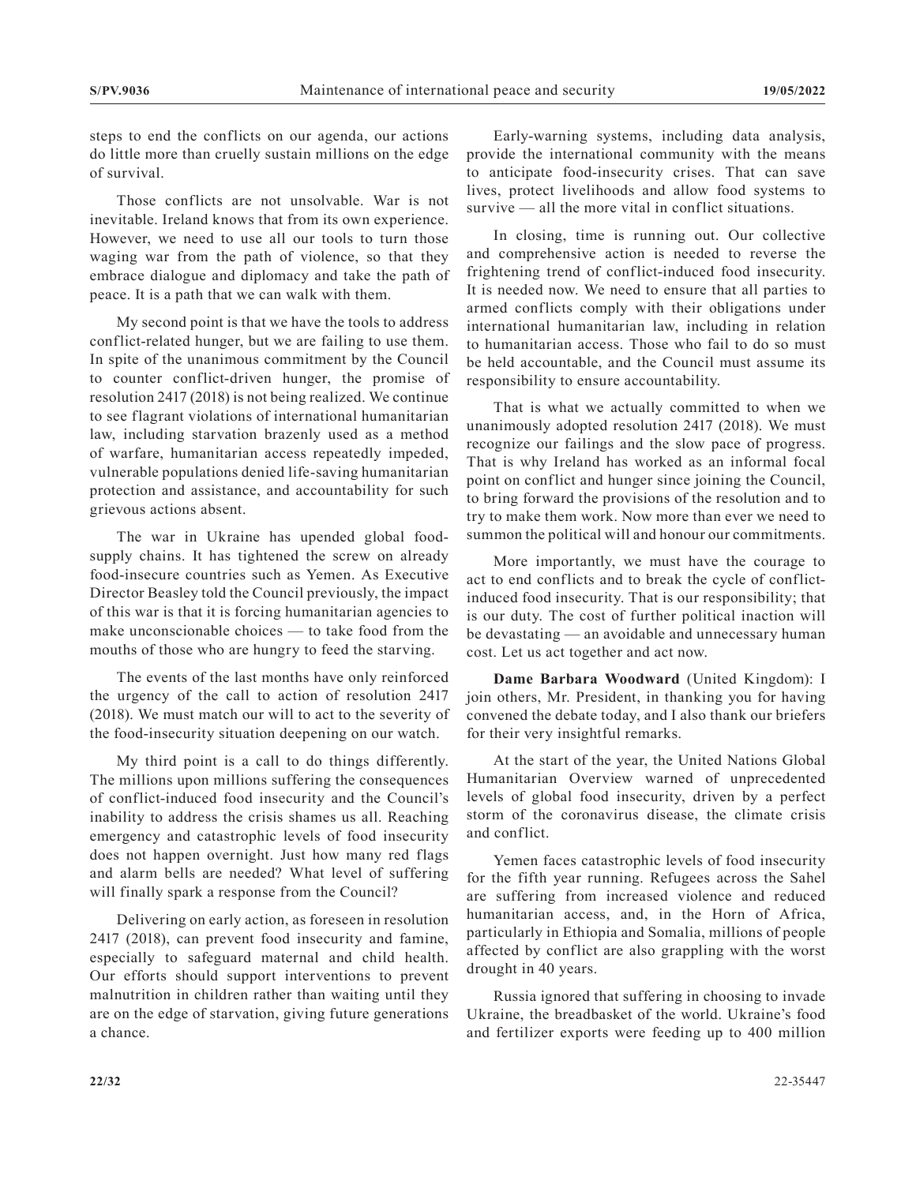steps to end the conflicts on our agenda, our actions do little more than cruelly sustain millions on the edge of survival.

Those conflicts are not unsolvable. War is not inevitable. Ireland knows that from its own experience. However, we need to use all our tools to turn those waging war from the path of violence, so that they embrace dialogue and diplomacy and take the path of peace. It is a path that we can walk with them.

My second point is that we have the tools to address conflict-related hunger, but we are failing to use them. In spite of the unanimous commitment by the Council to counter conflict-driven hunger, the promise of resolution 2417 (2018) is not being realized. We continue to see flagrant violations of international humanitarian law, including starvation brazenly used as a method of warfare, humanitarian access repeatedly impeded, vulnerable populations denied life-saving humanitarian protection and assistance, and accountability for such grievous actions absent.

The war in Ukraine has upended global food-supply chains. It has tightened the screw on already food-insecure countries such as Yemen. As Executive Director Beasley told the Council previously, the impact of this war is that it is forcing humanitarian agencies to make unconscionable choices — to take food from the mouths of those who are hungry to feed the starving.

The events of the last months have only reinforced the urgency of the call to action of resolution 2417 (2018). We must match our will to act to the severity of the food-insecurity situation deepening on our watch.

My third point is a call to do things differently. The millions upon millions suffering the consequences of conflict-induced food insecurity and the Council's inability to address the crisis shames us all. Reaching emergency and catastrophic levels of food insecurity does not happen overnight. Just how many red flags and alarm bells are needed? What level of suffering will finally spark a response from the Council?

Delivering on early action, as foreseen in resolution 2417 (2018), can prevent food insecurity and famine, especially to safeguard maternal and child health. Our efforts should support interventions to prevent malnutrition in children rather than waiting until they are on the edge of starvation, giving future generations a chance.

Early-warning systems, including data analysis, provide the international community with the means to anticipate food-insecurity crises. That can save lives, protect livelihoods and allow food systems to survive — all the more vital in conflict situations.

In closing, time is running out. Our collective and comprehensive action is needed to reverse the frightening trend of conflict-induced food insecurity. It is needed now. We need to ensure that all parties to armed conflicts comply with their obligations under international humanitarian law, including in relation to humanitarian access. Those who fail to do so must be held accountable, and the Council must assume its responsibility to ensure accountability.

That is what we actually committed to when we unanimously adopted resolution 2417 (2018). We must recognize our failings and the slow pace of progress. That is why Ireland has worked as an informal focal point on conflict and hunger since joining the Council, to bring forward the provisions of the resolution and to try to make them work. Now more than ever we need to summon the political will and honour our commitments.

More importantly, we must have the courage to act to end conflicts and to break the cycle of conflict-induced food insecurity. That is our responsibility; that is our duty. The cost of further political inaction will be devastating — an avoidable and unnecessary human cost. Let us act together and act now.

**Dame Barbara Woodward** (United Kingdom): I join others, Mr. President, in thanking you for having convened the debate today, and I also thank our briefers for their very insightful remarks.

At the start of the year, the United Nations Global Humanitarian Overview warned of unprecedented levels of global food insecurity, driven by a perfect storm of the coronavirus disease, the climate crisis and conflict.

Yemen faces catastrophic levels of food insecurity for the fifth year running. Refugees across the Sahel are suffering from increased violence and reduced humanitarian access, and, in the Horn of Africa, particularly in Ethiopia and Somalia, millions of people affected by conflict are also grappling with the worst drought in 40 years.

Russia ignored that suffering in choosing to invade Ukraine, the breadbasket of the world. Ukraine's food and fertilizer exports were feeding up to 400 million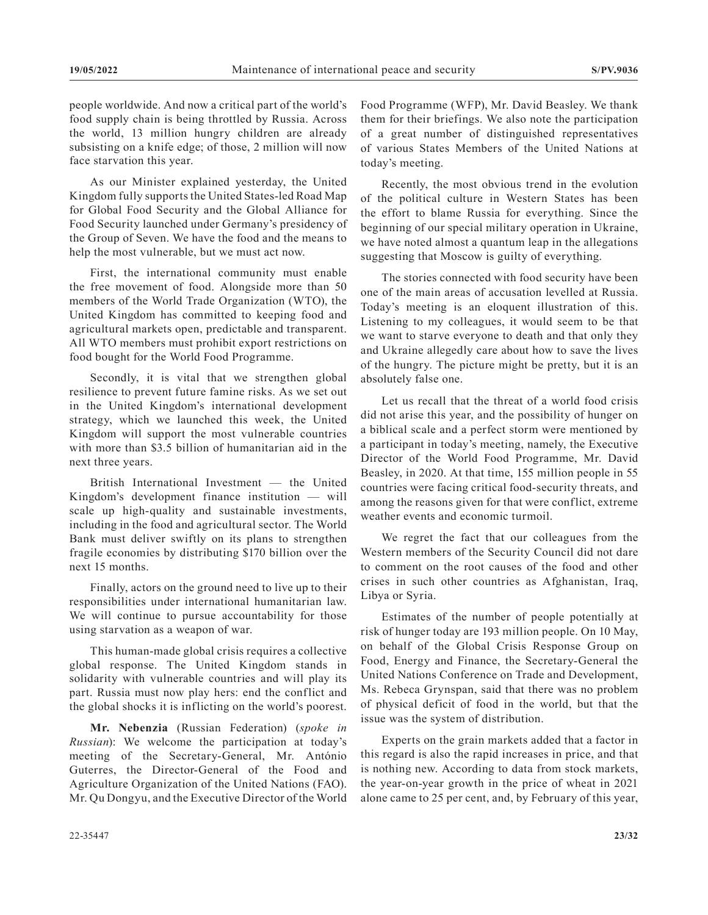people worldwide. And now a critical part of the world's food supply chain is being throttled by Russia. Across the world, 13 million hungry children are already subsisting on a knife edge; of those, 2 million will now face starvation this year.

As our Minister explained yesterday, the United Kingdom fully supports the United States-led Road Map for Global Food Security and the Global Alliance for Food Security launched under Germany's presidency of the Group of Seven. We have the food and the means to help the most vulnerable, but we must act now.

First, the international community must enable the free movement of food. Alongside more than 50 members of the World Trade Organization (WTO), the United Kingdom has committed to keeping food and agricultural markets open, predictable and transparent. All WTO members must prohibit export restrictions on food bought for the World Food Programme.

Secondly, it is vital that we strengthen global resilience to prevent future famine risks. As we set out in the United Kingdom's international development strategy, which we launched this week, the United Kingdom will support the most vulnerable countries with more than $3.5 billion of humanitarian aid in the next three years.

British International Investment — the United Kingdom's development finance institution — will scale up high-quality and sustainable investments, including in the food and agricultural sector. The World Bank must deliver swiftly on its plans to strengthen fragile economies by distributing $170 billion over the next 15 months.

Finally, actors on the ground need to live up to their responsibilities under international humanitarian law. We will continue to pursue accountability for those using starvation as a weapon of war.

This human-made global crisis requires a collective global response. The United Kingdom stands in solidarity with vulnerable countries and will play its part. Russia must now play hers: end the conflict and the global shocks it is inflicting on the world's poorest.

**Mr. Nebenzia** (Russian Federation) (*spoke in Russian*): We welcome the participation at today's meeting of the Secretary-General, Mr. António Guterres, the Director-General of the Food and Agriculture Organization of the United Nations (FAO). Mr. Qu Dongyu, and the Executive Director of the World Food Programme (WFP), Mr. David Beasley. We thank them for their briefings. We also note the participation of a great number of distinguished representatives of various States Members of the United Nations at today's meeting.

Recently, the most obvious trend in the evolution of the political culture in Western States has been the effort to blame Russia for everything. Since the beginning of our special military operation in Ukraine, we have noted almost a quantum leap in the allegations suggesting that Moscow is guilty of everything.

The stories connected with food security have been one of the main areas of accusation levelled at Russia. Today's meeting is an eloquent illustration of this. Listening to my colleagues, it would seem to be that we want to starve everyone to death and that only they and Ukraine allegedly care about how to save the lives of the hungry. The picture might be pretty, but it is an absolutely false one.

Let us recall that the threat of a world food crisis did not arise this year, and the possibility of hunger on a biblical scale and a perfect storm were mentioned by a participant in today's meeting, namely, the Executive Director of the World Food Programme, Mr. David Beasley, in 2020. At that time, 155 million people in 55 countries were facing critical food-security threats, and among the reasons given for that were conflict, extreme weather events and economic turmoil.

We regret the fact that our colleagues from the Western members of the Security Council did not dare to comment on the root causes of the food and other crises in such other countries as Afghanistan, Iraq, Libya or Syria.

Estimates of the number of people potentially at risk of hunger today are 193 million people. On 10 May, on behalf of the Global Crisis Response Group on Food, Energy and Finance, the Secretary-General the United Nations Conference on Trade and Development, Ms. Rebeca Grynspan, said that there was no problem of physical deficit of food in the world, but that the issue was the system of distribution.

Experts on the grain markets added that a factor in this regard is also the rapid increases in price, and that is nothing new. According to data from stock markets, the year-on-year growth in the price of wheat in 2021 alone came to 25 per cent, and, by February of this year,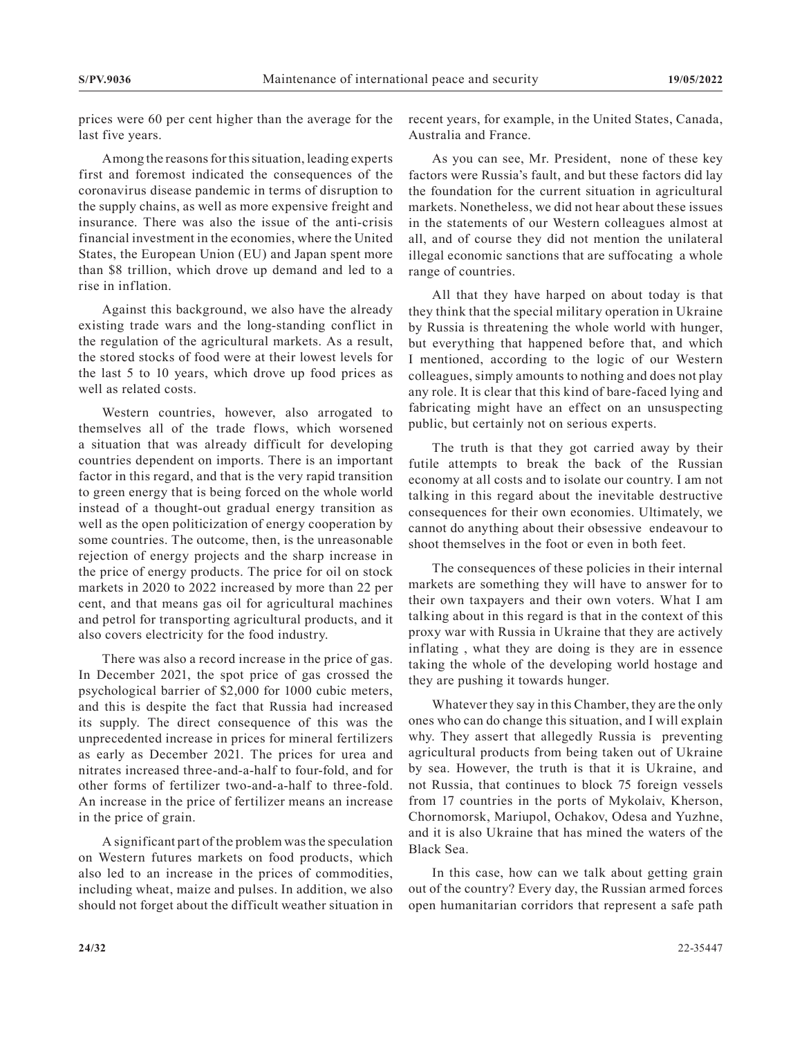prices were 60 per cent higher than the average for the last five years.

Among the reasons for this situation, leading experts first and foremost indicated the consequences of the coronavirus disease pandemic in terms of disruption to the supply chains, as well as more expensive freight and insurance. There was also the issue of the anti-crisis financial investment in the economies, where the United States, the European Union (EU) and Japan spent more than $8 trillion, which drove up demand and led to a rise in inflation.

Against this background, we also have the already existing trade wars and the long-standing conflict in the regulation of the agricultural markets. As a result, the stored stocks of food were at their lowest levels for the last 5 to 10 years, which drove up food prices as well as related costs.

Western countries, however, also arrogated to themselves all of the trade flows, which worsened a situation that was already difficult for developing countries dependent on imports. There is an important factor in this regard, and that is the very rapid transition to green energy that is being forced on the whole world instead of a thought-out gradual energy transition as well as the open politicization of energy cooperation by some countries. The outcome, then, is the unreasonable rejection of energy projects and the sharp increase in the price of energy products. The price for oil on stock markets in 2020 to 2022 increased by more than 22 per cent, and that means gas oil for agricultural machines and petrol for transporting agricultural products, and it also covers electricity for the food industry.

There was also a record increase in the price of gas. In December 2021, the spot price of gas crossed the psychological barrier of $2,000 for 1000 cubic meters, and this is despite the fact that Russia had increased its supply. The direct consequence of this was the unprecedented increase in prices for mineral fertilizers as early as December 2021. The prices for urea and nitrates increased three-and-a-half to four-fold, and for other forms of fertilizer two-and-a-half to three-fold. An increase in the price of fertilizer means an increase in the price of grain.

A significant part of the problem was the speculation on Western futures markets on food products, which also led to an increase in the prices of commodities, including wheat, maize and pulses. In addition, we also should not forget about the difficult weather situation in recent years, for example, in the United States, Canada, Australia and France.

As you can see, Mr. President, none of these key factors were Russia's fault, and but these factors did lay the foundation for the current situation in agricultural markets. Nonetheless, we did not hear about these issues in the statements of our Western colleagues almost at all, and of course they did not mention the unilateral illegal economic sanctions that are suffocating a whole range of countries.

All that they have harped on about today is that they think that the special military operation in Ukraine by Russia is threatening the whole world with hunger, but everything that happened before that, and which I mentioned, according to the logic of our Western colleagues, simply amounts to nothing and does not play any role. It is clear that this kind of bare-faced lying and fabricating might have an effect on an unsuspecting public, but certainly not on serious experts.

The truth is that they got carried away by their futile attempts to break the back of the Russian economy at all costs and to isolate our country. I am not talking in this regard about the inevitable destructive consequences for their own economies. Ultimately, we cannot do anything about their obsessive endeavour to shoot themselves in the foot or even in both feet.

The consequences of these policies in their internal markets are something they will have to answer for to their own taxpayers and their own voters. What I am talking about in this regard is that in the context of this proxy war with Russia in Ukraine that they are actively inflating , what they are doing is they are in essence taking the whole of the developing world hostage and they are pushing it towards hunger.

Whatever they say in this Chamber, they are the only ones who can do change this situation, and I will explain why. They assert that allegedly Russia is preventing agricultural products from being taken out of Ukraine by sea. However, the truth is that it is Ukraine, and not Russia, that continues to block 75 foreign vessels from 17 countries in the ports of Mykolaiv, Kherson, Chornomorsk, Mariupol, Ochakov, Odesa and Yuzhne, and it is also Ukraine that has mined the waters of the Black Sea.

In this case, how can we talk about getting grain out of the country? Every day, the Russian armed forces open humanitarian corridors that represent a safe path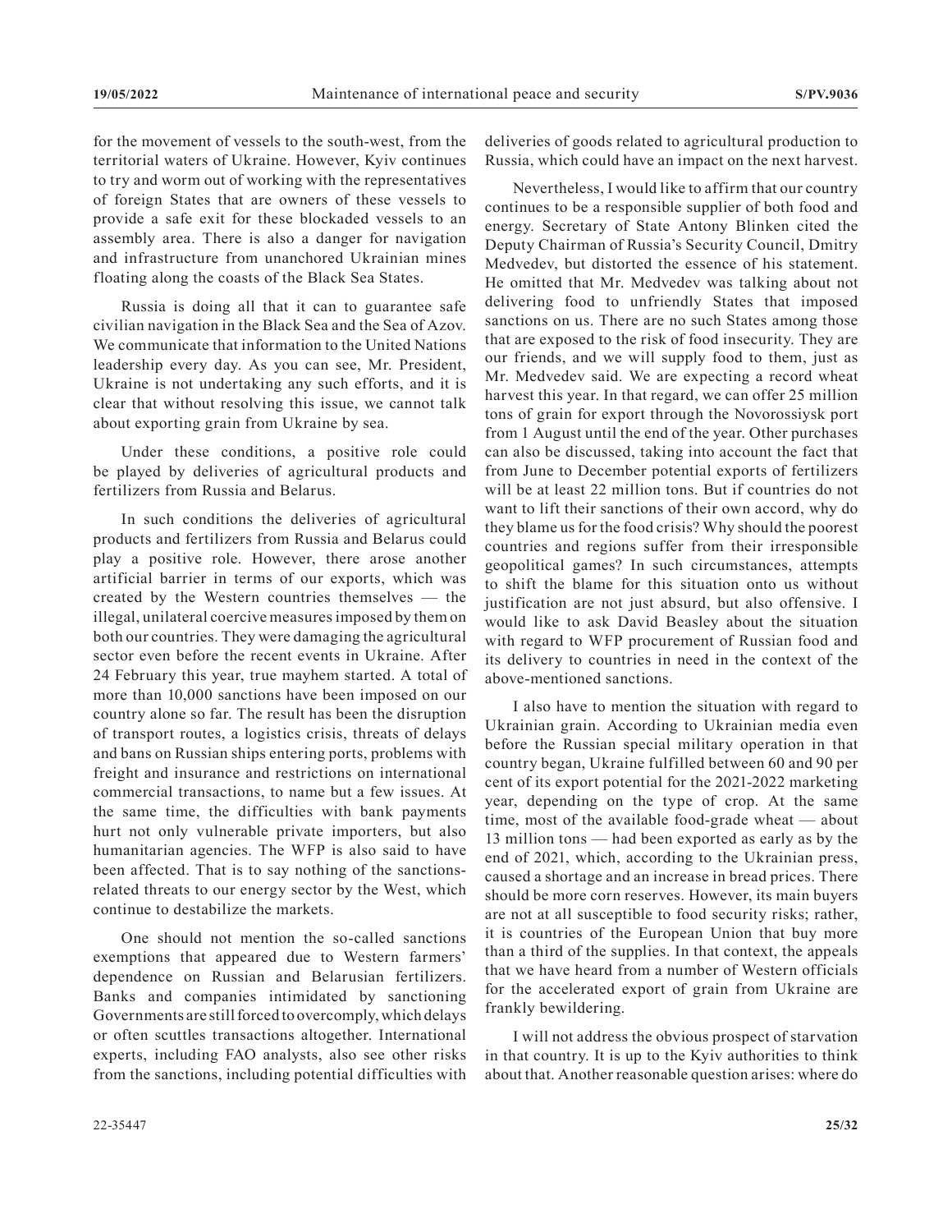for the movement of vessels to the south-west, from the territorial waters of Ukraine. However, Kyiv continues to try and worm out of working with the representatives of foreign States that are owners of these vessels to provide a safe exit for these blockaded vessels to an assembly area. There is also a danger for navigation and infrastructure from unanchored Ukrainian mines floating along the coasts of the Black Sea States.

Russia is doing all that it can to guarantee safe civilian navigation in the Black Sea and the Sea of Azov. We communicate that information to the United Nations leadership every day. As you can see, Mr. President, Ukraine is not undertaking any such efforts, and it is clear that without resolving this issue, we cannot talk about exporting grain from Ukraine by sea.

Under these conditions, a positive role could be played by deliveries of agricultural products and fertilizers from Russia and Belarus.

In such conditions the deliveries of agricultural products and fertilizers from Russia and Belarus could play a positive role. However, there arose another artificial barrier in terms of our exports, which was created by the Western countries themselves — the illegal, unilateral coercive measures imposed by them on both our countries. They were damaging the agricultural sector even before the recent events in Ukraine. After 24 February this year, true mayhem started. A total of more than 10,000 sanctions have been imposed on our country alone so far. The result has been the disruption of transport routes, a logistics crisis, threats of delays and bans on Russian ships entering ports, problems with freight and insurance and restrictions on international commercial transactions, to name but a few issues. At the same time, the difficulties with bank payments hurt not only vulnerable private importers, but also humanitarian agencies. The WFP is also said to have been affected. That is to say nothing of the sanctions-related threats to our energy sector by the West, which continue to destabilize the markets.

One should not mention the so-called sanctions exemptions that appeared due to Western farmers' dependence on Russian and Belarusian fertilizers. Banks and companies intimidated by sanctioning Governments are still forced to overcomply, which delays or often scuttles transactions altogether. International experts, including FAO analysts, also see other risks from the sanctions, including potential difficulties with deliveries of goods related to agricultural production to Russia, which could have an impact on the next harvest.

Nevertheless, I would like to affirm that our country continues to be a responsible supplier of both food and energy. Secretary of State Antony Blinken cited the Deputy Chairman of Russia's Security Council, Dmitry Medvedev, but distorted the essence of his statement. He omitted that Mr. Medvedev was talking about not delivering food to unfriendly States that imposed sanctions on us. There are no such States among those that are exposed to the risk of food insecurity. They are our friends, and we will supply food to them, just as Mr. Medvedev said. We are expecting a record wheat harvest this year. In that regard, we can offer 25 million tons of grain for export through the Novorossiysk port from 1 August until the end of the year. Other purchases can also be discussed, taking into account the fact that from June to December potential exports of fertilizers will be at least 22 million tons. But if countries do not want to lift their sanctions of their own accord, why do they blame us for the food crisis? Why should the poorest countries and regions suffer from their irresponsible geopolitical games? In such circumstances, attempts to shift the blame for this situation onto us without justification are not just absurd, but also offensive. I would like to ask David Beasley about the situation with regard to WFP procurement of Russian food and its delivery to countries in need in the context of the above-mentioned sanctions.

I also have to mention the situation with regard to Ukrainian grain. According to Ukrainian media even before the Russian special military operation in that country began, Ukraine fulfilled between 60 and 90 per cent of its export potential for the 2021-2022 marketing year, depending on the type of crop. At the same time, most of the available food-grade wheat — about 13 million tons — had been exported as early as by the end of 2021, which, according to the Ukrainian press, caused a shortage and an increase in bread prices. There should be more corn reserves. However, its main buyers are not at all susceptible to food security risks; rather, it is countries of the European Union that buy more than a third of the supplies. In that context, the appeals that we have heard from a number of Western officials for the accelerated export of grain from Ukraine are frankly bewildering.

I will not address the obvious prospect of starvation in that country. It is up to the Kyiv authorities to think about that. Another reasonable question arises: where do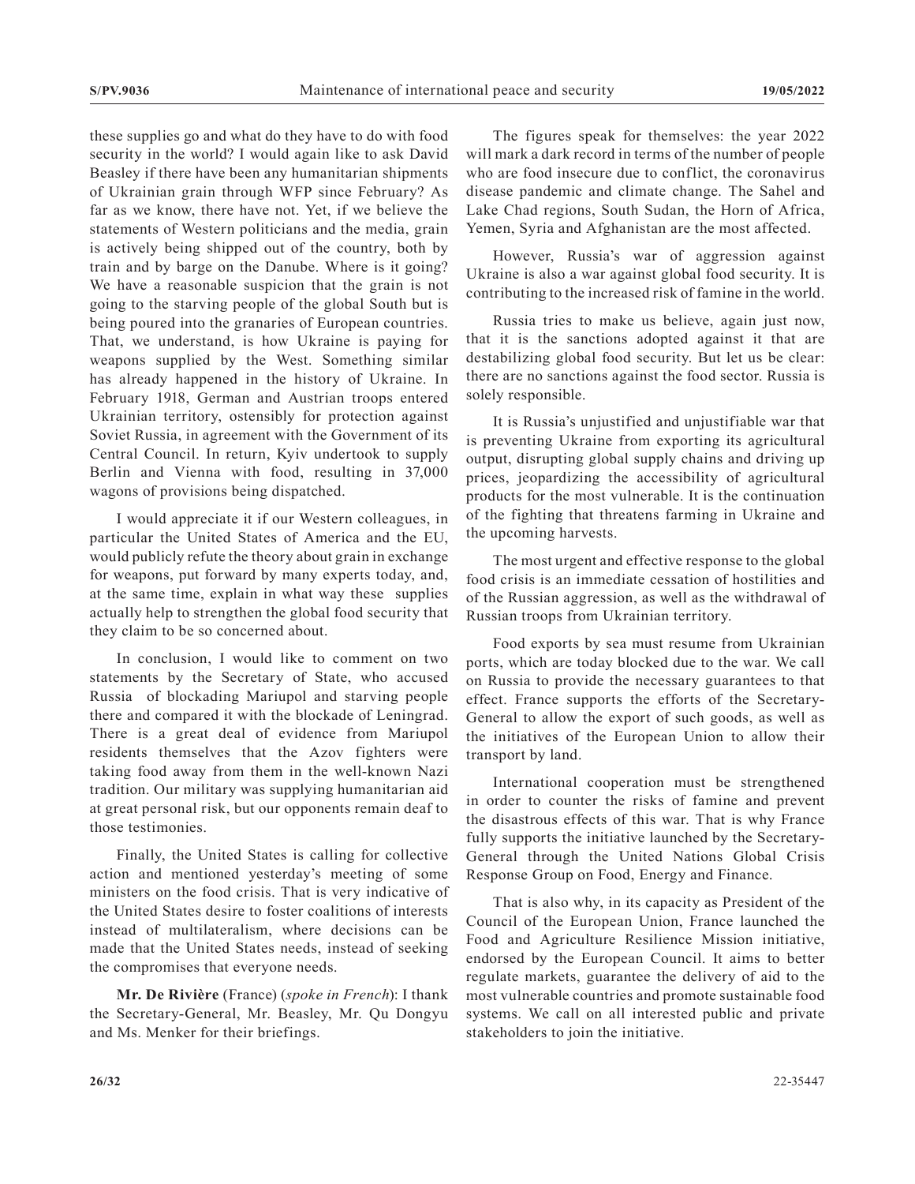these supplies go and what do they have to do with food security in the world? I would again like to ask David Beasley if there have been any humanitarian shipments of Ukrainian grain through WFP since February? As far as we know, there have not. Yet, if we believe the statements of Western politicians and the media, grain is actively being shipped out of the country, both by train and by barge on the Danube. Where is it going? We have a reasonable suspicion that the grain is not going to the starving people of the global South but is being poured into the granaries of European countries. That, we understand, is how Ukraine is paying for weapons supplied by the West. Something similar has already happened in the history of Ukraine. In February 1918, German and Austrian troops entered Ukrainian territory, ostensibly for protection against Soviet Russia, in agreement with the Government of its Central Council. In return, Kyiv undertook to supply Berlin and Vienna with food, resulting in 37,000 wagons of provisions being dispatched.

I would appreciate it if our Western colleagues, in particular the United States of America and the EU, would publicly refute the theory about grain in exchange for weapons, put forward by many experts today, and, at the same time, explain in what way these supplies actually help to strengthen the global food security that they claim to be so concerned about.

In conclusion, I would like to comment on two statements by the Secretary of State, who accused Russia of blockading Mariupol and starving people there and compared it with the blockade of Leningrad. There is a great deal of evidence from Mariupol residents themselves that the Azov fighters were taking food away from them in the well-known Nazi tradition. Our military was supplying humanitarian aid at great personal risk, but our opponents remain deaf to those testimonies.

Finally, the United States is calling for collective action and mentioned yesterday's meeting of some ministers on the food crisis. That is very indicative of the United States desire to foster coalitions of interests instead of multilateralism, where decisions can be made that the United States needs, instead of seeking the compromises that everyone needs.

**Mr. De Rivière** (France) (*spoke in French*): I thank the Secretary-General, Mr. Beasley, Mr. Qu Dongyu and Ms. Menker for their briefings.

The figures speak for themselves: the year 2022 will mark a dark record in terms of the number of people who are food insecure due to conflict, the coronavirus disease pandemic and climate change. The Sahel and Lake Chad regions, South Sudan, the Horn of Africa, Yemen, Syria and Afghanistan are the most affected.

However, Russia's war of aggression against Ukraine is also a war against global food security. It is contributing to the increased risk of famine in the world.

Russia tries to make us believe, again just now, that it is the sanctions adopted against it that are destabilizing global food security. But let us be clear: there are no sanctions against the food sector. Russia is solely responsible.

It is Russia's unjustified and unjustifiable war that is preventing Ukraine from exporting its agricultural output, disrupting global supply chains and driving up prices, jeopardizing the accessibility of agricultural products for the most vulnerable. It is the continuation of the fighting that threatens farming in Ukraine and the upcoming harvests.

The most urgent and effective response to the global food crisis is an immediate cessation of hostilities and of the Russian aggression, as well as the withdrawal of Russian troops from Ukrainian territory.

Food exports by sea must resume from Ukrainian ports, which are today blocked due to the war. We call on Russia to provide the necessary guarantees to that effect. France supports the efforts of the Secretary-General to allow the export of such goods, as well as the initiatives of the European Union to allow their transport by land.

International cooperation must be strengthened in order to counter the risks of famine and prevent the disastrous effects of this war. That is why France fully supports the initiative launched by the Secretary-General through the United Nations Global Crisis Response Group on Food, Energy and Finance.

That is also why, in its capacity as President of the Council of the European Union, France launched the Food and Agriculture Resilience Mission initiative, endorsed by the European Council. It aims to better regulate markets, guarantee the delivery of aid to the most vulnerable countries and promote sustainable food systems. We call on all interested public and private stakeholders to join the initiative.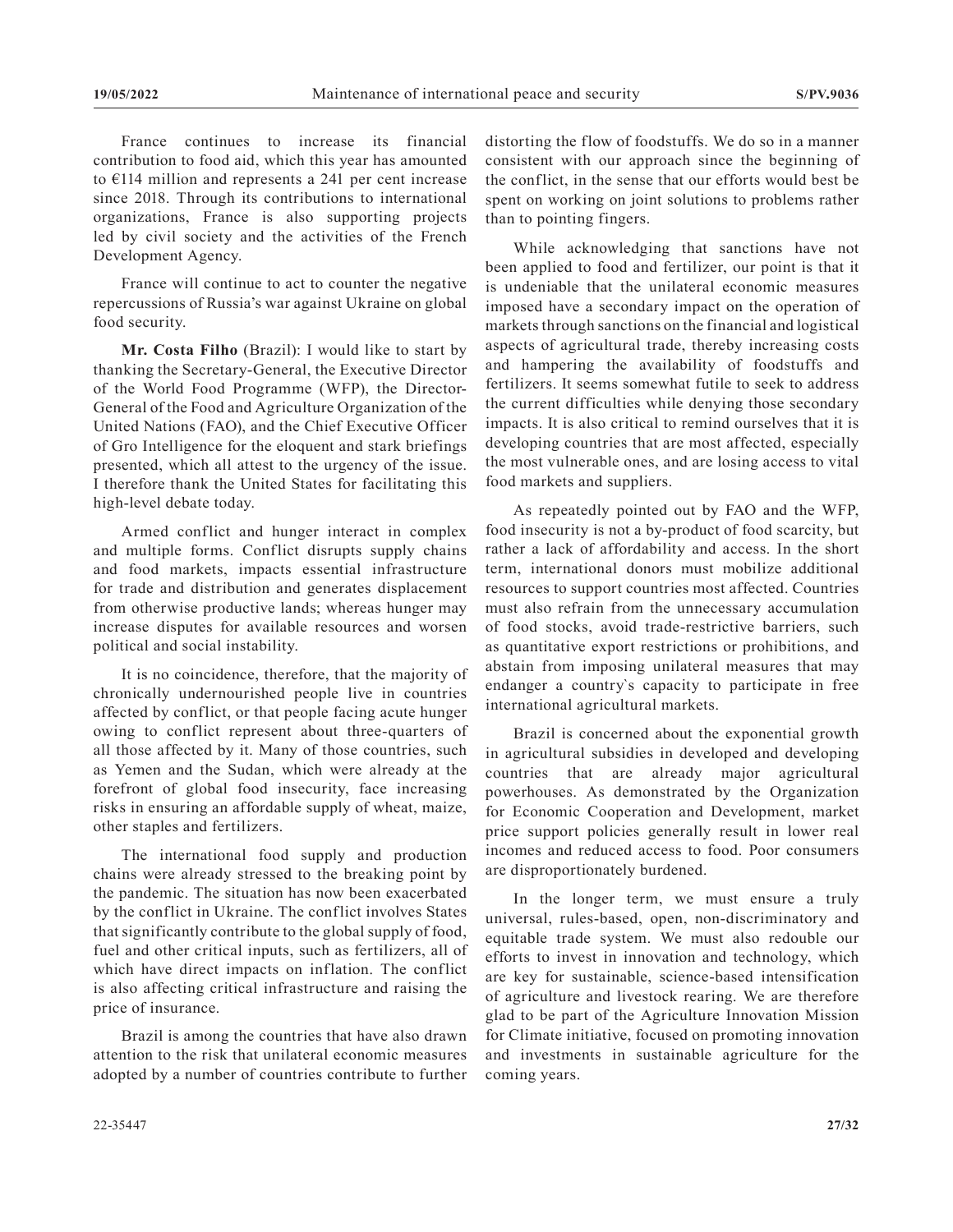France continues to increase its financial contribution to food aid, which this year has amounted to €114 million and represents a 241 per cent increase since 2018. Through its contributions to international organizations, France is also supporting projects led by civil society and the activities of the French Development Agency.

France will continue to act to counter the negative repercussions of Russia's war against Ukraine on global food security.

**Mr. Costa Filho** (Brazil): I would like to start by thanking the Secretary-General, the Executive Director of the World Food Programme (WFP), the Director-General of the Food and Agriculture Organization of the United Nations (FAO), and the Chief Executive Officer of Gro Intelligence for the eloquent and stark briefings presented, which all attest to the urgency of the issue. I therefore thank the United States for facilitating this high-level debate today.

Armed conflict and hunger interact in complex and multiple forms. Conflict disrupts supply chains and food markets, impacts essential infrastructure for trade and distribution and generates displacement from otherwise productive lands; whereas hunger may increase disputes for available resources and worsen political and social instability.

It is no coincidence, therefore, that the majority of chronically undernourished people live in countries affected by conflict, or that people facing acute hunger owing to conflict represent about three-quarters of all those affected by it. Many of those countries, such as Yemen and the Sudan, which were already at the forefront of global food insecurity, face increasing risks in ensuring an affordable supply of wheat, maize, other staples and fertilizers.

The international food supply and production chains were already stressed to the breaking point by the pandemic. The situation has now been exacerbated by the conflict in Ukraine. The conflict involves States that significantly contribute to the global supply of food, fuel and other critical inputs, such as fertilizers, all of which have direct impacts on inflation. The conflict is also affecting critical infrastructure and raising the price of insurance.

Brazil is among the countries that have also drawn attention to the risk that unilateral economic measures adopted by a number of countries contribute to further distorting the flow of foodstuffs. We do so in a manner consistent with our approach since the beginning of the conflict, in the sense that our efforts would best be spent on working on joint solutions to problems rather than to pointing fingers.

While acknowledging that sanctions have not been applied to food and fertilizer, our point is that it is undeniable that the unilateral economic measures imposed have a secondary impact on the operation of markets through sanctions on the financial and logistical aspects of agricultural trade, thereby increasing costs and hampering the availability of foodstuffs and fertilizers. It seems somewhat futile to seek to address the current difficulties while denying those secondary impacts. It is also critical to remind ourselves that it is developing countries that are most affected, especially the most vulnerable ones, and are losing access to vital food markets and suppliers.

As repeatedly pointed out by FAO and the WFP, food insecurity is not a by-product of food scarcity, but rather a lack of affordability and access. In the short term, international donors must mobilize additional resources to support countries most affected. Countries must also refrain from the unnecessary accumulation of food stocks, avoid trade-restrictive barriers, such as quantitative export restrictions or prohibitions, and abstain from imposing unilateral measures that may endanger a country`s capacity to participate in free international agricultural markets.

Brazil is concerned about the exponential growth in agricultural subsidies in developed and developing countries that are already major agricultural powerhouses. As demonstrated by the Organization for Economic Cooperation and Development, market price support policies generally result in lower real incomes and reduced access to food. Poor consumers are disproportionately burdened.

In the longer term, we must ensure a truly universal, rules-based, open, non-discriminatory and equitable trade system. We must also redouble our efforts to invest in innovation and technology, which are key for sustainable, science-based intensification of agriculture and livestock rearing. We are therefore glad to be part of the Agriculture Innovation Mission for Climate initiative, focused on promoting innovation and investments in sustainable agriculture for the coming years.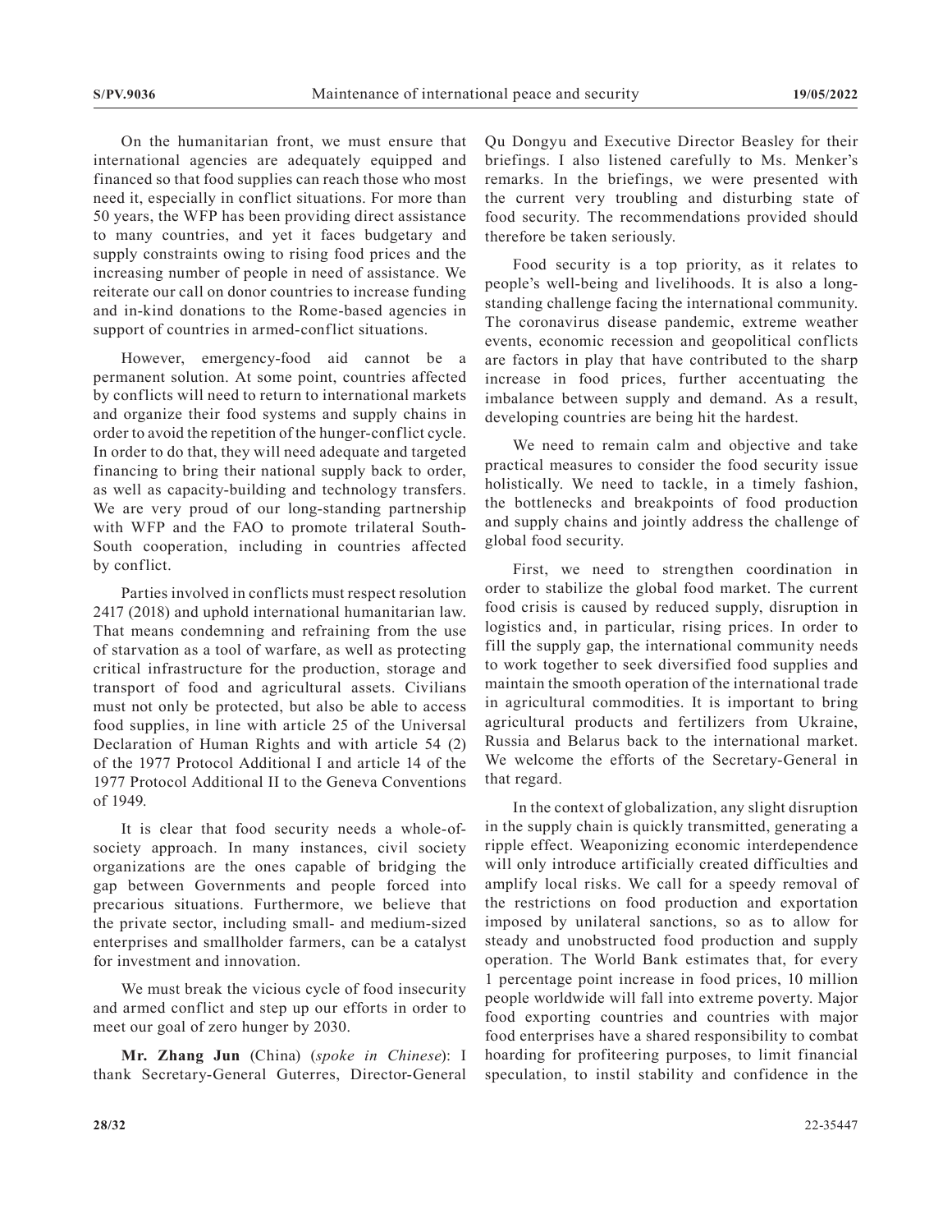On the humanitarian front, we must ensure that international agencies are adequately equipped and financed so that food supplies can reach those who most need it, especially in conflict situations. For more than 50 years, the WFP has been providing direct assistance to many countries, and yet it faces budgetary and supply constraints owing to rising food prices and the increasing number of people in need of assistance. We reiterate our call on donor countries to increase funding and in-kind donations to the Rome-based agencies in support of countries in armed-conflict situations.

However, emergency-food aid cannot be a permanent solution. At some point, countries affected by conflicts will need to return to international markets and organize their food systems and supply chains in order to avoid the repetition of the hunger-conflict cycle. In order to do that, they will need adequate and targeted financing to bring their national supply back to order, as well as capacity-building and technology transfers. We are very proud of our long-standing partnership with WFP and the FAO to promote trilateral South-South cooperation, including in countries affected by conflict.

Parties involved in conflicts must respect resolution 2417 (2018) and uphold international humanitarian law. That means condemning and refraining from the use of starvation as a tool of warfare, as well as protecting critical infrastructure for the production, storage and transport of food and agricultural assets. Civilians must not only be protected, but also be able to access food supplies, in line with article 25 of the Universal Declaration of Human Rights and with article 54 (2) of the 1977 Protocol Additional I and article 14 of the 1977 Protocol Additional II to the Geneva Conventions of 1949.

It is clear that food security needs a whole-of-society approach. In many instances, civil society organizations are the ones capable of bridging the gap between Governments and people forced into precarious situations. Furthermore, we believe that the private sector, including small- and medium-sized enterprises and smallholder farmers, can be a catalyst for investment and innovation.

We must break the vicious cycle of food insecurity and armed conflict and step up our efforts in order to meet our goal of zero hunger by 2030.

**Mr. Zhang Jun** (China) (*spoke in Chinese*): I thank Secretary-General Guterres, Director-General Qu Dongyu and Executive Director Beasley for their briefings. I also listened carefully to Ms. Menker's remarks. In the briefings, we were presented with the current very troubling and disturbing state of food security. The recommendations provided should therefore be taken seriously.

Food security is a top priority, as it relates to people's well-being and livelihoods. It is also a long-standing challenge facing the international community. The coronavirus disease pandemic, extreme weather events, economic recession and geopolitical conflicts are factors in play that have contributed to the sharp increase in food prices, further accentuating the imbalance between supply and demand. As a result, developing countries are being hit the hardest.

We need to remain calm and objective and take practical measures to consider the food security issue holistically. We need to tackle, in a timely fashion, the bottlenecks and breakpoints of food production and supply chains and jointly address the challenge of global food security.

First, we need to strengthen coordination in order to stabilize the global food market. The current food crisis is caused by reduced supply, disruption in logistics and, in particular, rising prices. In order to fill the supply gap, the international community needs to work together to seek diversified food supplies and maintain the smooth operation of the international trade in agricultural commodities. It is important to bring agricultural products and fertilizers from Ukraine, Russia and Belarus back to the international market. We welcome the efforts of the Secretary-General in that regard.

In the context of globalization, any slight disruption in the supply chain is quickly transmitted, generating a ripple effect. Weaponizing economic interdependence will only introduce artificially created difficulties and amplify local risks. We call for a speedy removal of the restrictions on food production and exportation imposed by unilateral sanctions, so as to allow for steady and unobstructed food production and supply operation. The World Bank estimates that, for every 1 percentage point increase in food prices, 10 million people worldwide will fall into extreme poverty. Major food exporting countries and countries with major food enterprises have a shared responsibility to combat hoarding for profiteering purposes, to limit financial speculation, to instil stability and confidence in the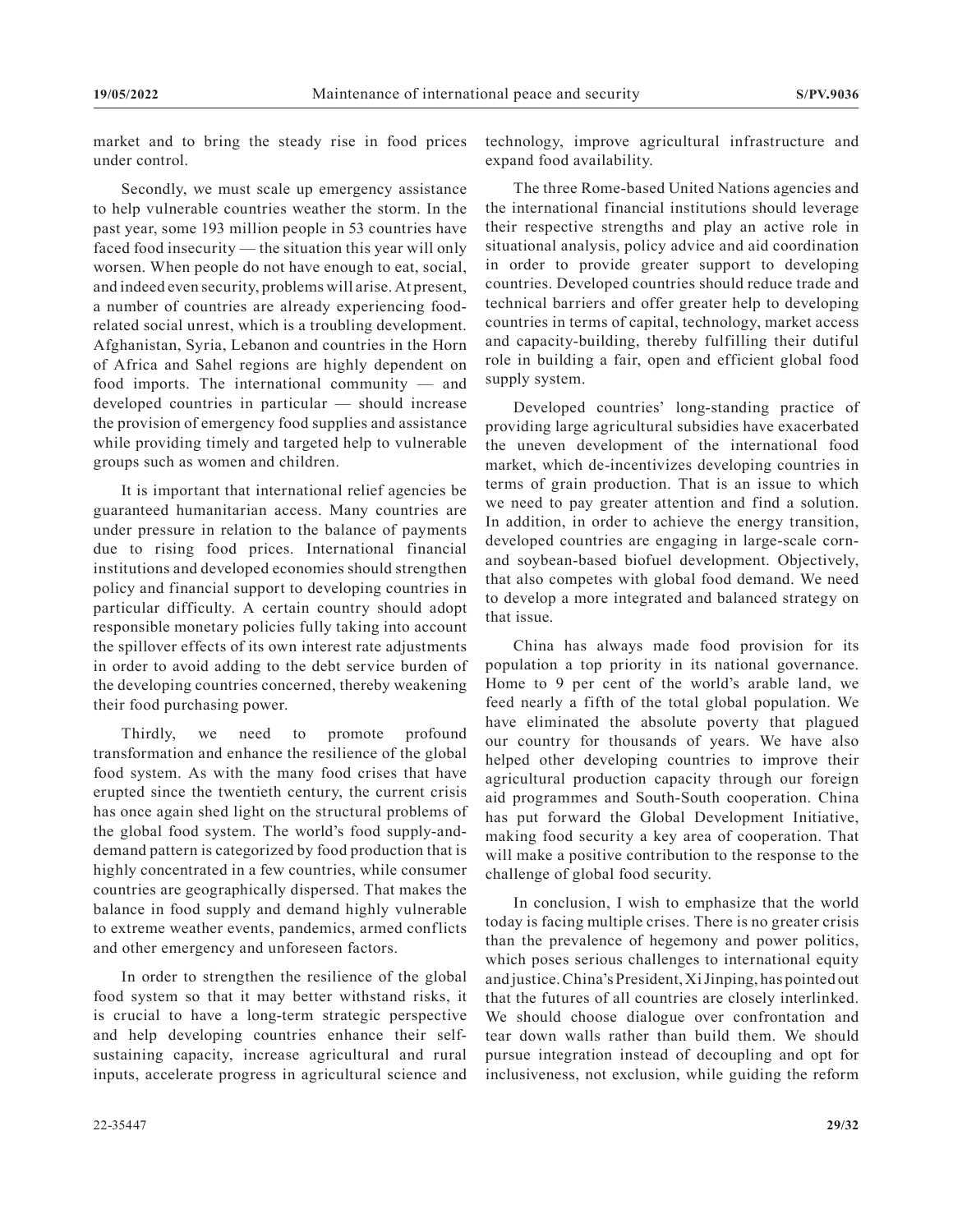market and to bring the steady rise in food prices under control.

Secondly, we must scale up emergency assistance to help vulnerable countries weather the storm. In the past year, some 193 million people in 53 countries have faced food insecurity — the situation this year will only worsen. When people do not have enough to eat, social, and indeed even security, problems will arise. At present, a number of countries are already experiencing food-related social unrest, which is a troubling development. Afghanistan, Syria, Lebanon and countries in the Horn of Africa and Sahel regions are highly dependent on food imports. The international community — and developed countries in particular — should increase the provision of emergency food supplies and assistance while providing timely and targeted help to vulnerable groups such as women and children.

It is important that international relief agencies be guaranteed humanitarian access. Many countries are under pressure in relation to the balance of payments due to rising food prices. International financial institutions and developed economies should strengthen policy and financial support to developing countries in particular difficulty. A certain country should adopt responsible monetary policies fully taking into account the spillover effects of its own interest rate adjustments in order to avoid adding to the debt service burden of the developing countries concerned, thereby weakening their food purchasing power.

Thirdly, we need to promote profound transformation and enhance the resilience of the global food system. As with the many food crises that have erupted since the twentieth century, the current crisis has once again shed light on the structural problems of the global food system. The world's food supply-and-demand pattern is categorized by food production that is highly concentrated in a few countries, while consumer countries are geographically dispersed. That makes the balance in food supply and demand highly vulnerable to extreme weather events, pandemics, armed conflicts and other emergency and unforeseen factors.

In order to strengthen the resilience of the global food system so that it may better withstand risks, it is crucial to have a long-term strategic perspective and help developing countries enhance their self-sustaining capacity, increase agricultural and rural inputs, accelerate progress in agricultural science and technology, improve agricultural infrastructure and expand food availability.

The three Rome-based United Nations agencies and the international financial institutions should leverage their respective strengths and play an active role in situational analysis, policy advice and aid coordination in order to provide greater support to developing countries. Developed countries should reduce trade and technical barriers and offer greater help to developing countries in terms of capital, technology, market access and capacity-building, thereby fulfilling their dutiful role in building a fair, open and efficient global food supply system.

Developed countries' long-standing practice of providing large agricultural subsidies have exacerbated the uneven development of the international food market, which de-incentivizes developing countries in terms of grain production. That is an issue to which we need to pay greater attention and find a solution. In addition, in order to achieve the energy transition, developed countries are engaging in large-scale corn- and soybean-based biofuel development. Objectively, that also competes with global food demand. We need to develop a more integrated and balanced strategy on that issue.

China has always made food provision for its population a top priority in its national governance. Home to 9 per cent of the world's arable land, we feed nearly a fifth of the total global population. We have eliminated the absolute poverty that plagued our country for thousands of years. We have also helped other developing countries to improve their agricultural production capacity through our foreign aid programmes and South-South cooperation. China has put forward the Global Development Initiative, making food security a key area of cooperation. That will make a positive contribution to the response to the challenge of global food security.

In conclusion, I wish to emphasize that the world today is facing multiple crises. There is no greater crisis than the prevalence of hegemony and power politics, which poses serious challenges to international equity and justice. China's President, Xi Jinping, has pointed out that the futures of all countries are closely interlinked. We should choose dialogue over confrontation and tear down walls rather than build them. We should pursue integration instead of decoupling and opt for inclusiveness, not exclusion, while guiding the reform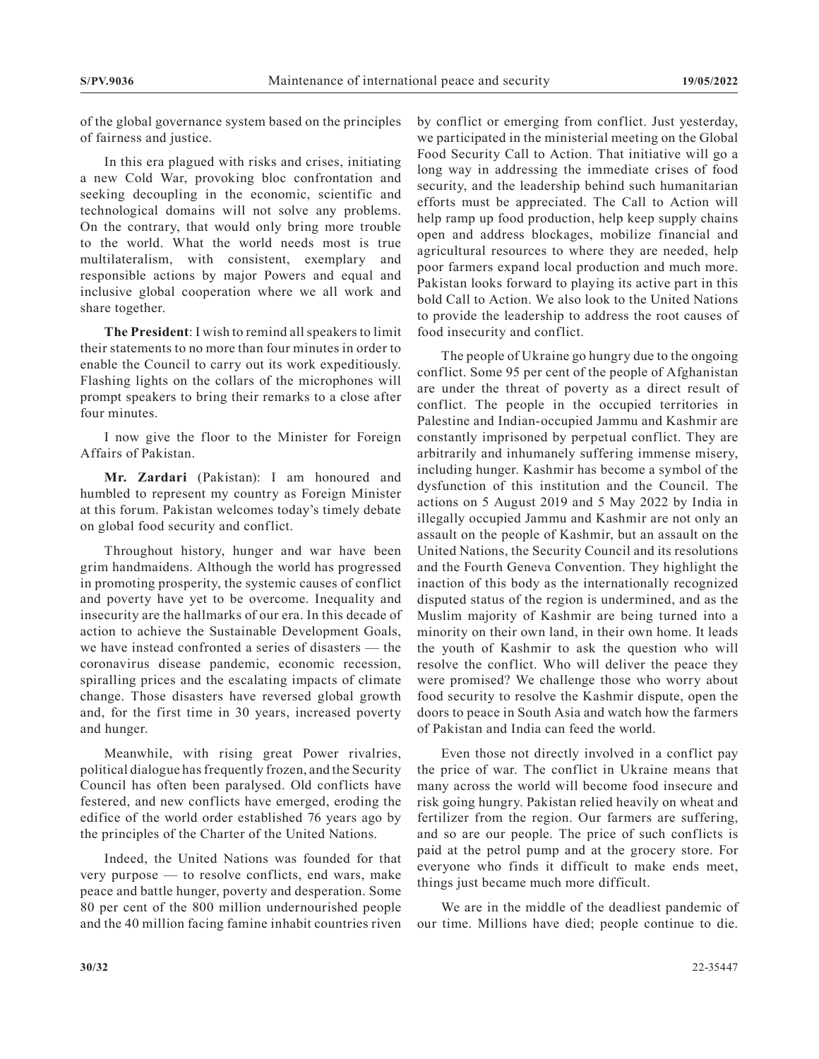of the global governance system based on the principles of fairness and justice.

In this era plagued with risks and crises, initiating a new Cold War, provoking bloc confrontation and seeking decoupling in the economic, scientific and technological domains will not solve any problems. On the contrary, that would only bring more trouble to the world. What the world needs most is true multilateralism, with consistent, exemplary and responsible actions by major Powers and equal and inclusive global cooperation where we all work and share together.

**The President**: I wish to remind all speakers to limit their statements to no more than four minutes in order to enable the Council to carry out its work expeditiously. Flashing lights on the collars of the microphones will prompt speakers to bring their remarks to a close after four minutes.

I now give the floor to the Minister for Foreign Affairs of Pakistan.

**Mr. Zardari** (Pakistan): I am honoured and humbled to represent my country as Foreign Minister at this forum. Pakistan welcomes today's timely debate on global food security and conflict.

Throughout history, hunger and war have been grim handmaidens. Although the world has progressed in promoting prosperity, the systemic causes of conflict and poverty have yet to be overcome. Inequality and insecurity are the hallmarks of our era. In this decade of action to achieve the Sustainable Development Goals, we have instead confronted a series of disasters — the coronavirus disease pandemic, economic recession, spiralling prices and the escalating impacts of climate change. Those disasters have reversed global growth and, for the first time in 30 years, increased poverty and hunger.

Meanwhile, with rising great Power rivalries, political dialogue has frequently frozen, and the Security Council has often been paralysed. Old conflicts have festered, and new conflicts have emerged, eroding the edifice of the world order established 76 years ago by the principles of the Charter of the United Nations.

Indeed, the United Nations was founded for that very purpose — to resolve conflicts, end wars, make peace and battle hunger, poverty and desperation. Some 80 per cent of the 800 million undernourished people and the 40 million facing famine inhabit countries riven by conflict or emerging from conflict. Just yesterday, we participated in the ministerial meeting on the Global Food Security Call to Action. That initiative will go a long way in addressing the immediate crises of food security, and the leadership behind such humanitarian efforts must be appreciated. The Call to Action will help ramp up food production, help keep supply chains open and address blockages, mobilize financial and agricultural resources to where they are needed, help poor farmers expand local production and much more. Pakistan looks forward to playing its active part in this bold Call to Action. We also look to the United Nations to provide the leadership to address the root causes of food insecurity and conflict.

The people of Ukraine go hungry due to the ongoing conflict. Some 95 per cent of the people of Afghanistan are under the threat of poverty as a direct result of conflict. The people in the occupied territories in Palestine and Indian-occupied Jammu and Kashmir are constantly imprisoned by perpetual conflict. They are arbitrarily and inhumanely suffering immense misery, including hunger. Kashmir has become a symbol of the dysfunction of this institution and the Council. The actions on 5 August 2019 and 5 May 2022 by India in illegally occupied Jammu and Kashmir are not only an assault on the people of Kashmir, but an assault on the United Nations, the Security Council and its resolutions and the Fourth Geneva Convention. They highlight the inaction of this body as the internationally recognized disputed status of the region is undermined, and as the Muslim majority of Kashmir are being turned into a minority on their own land, in their own home. It leads the youth of Kashmir to ask the question who will resolve the conflict. Who will deliver the peace they were promised? We challenge those who worry about food security to resolve the Kashmir dispute, open the doors to peace in South Asia and watch how the farmers of Pakistan and India can feed the world.

Even those not directly involved in a conflict pay the price of war. The conflict in Ukraine means that many across the world will become food insecure and risk going hungry. Pakistan relied heavily on wheat and fertilizer from the region. Our farmers are suffering, and so are our people. The price of such conflicts is paid at the petrol pump and at the grocery store. For everyone who finds it difficult to make ends meet, things just became much more difficult.

We are in the middle of the deadliest pandemic of our time. Millions have died; people continue to die.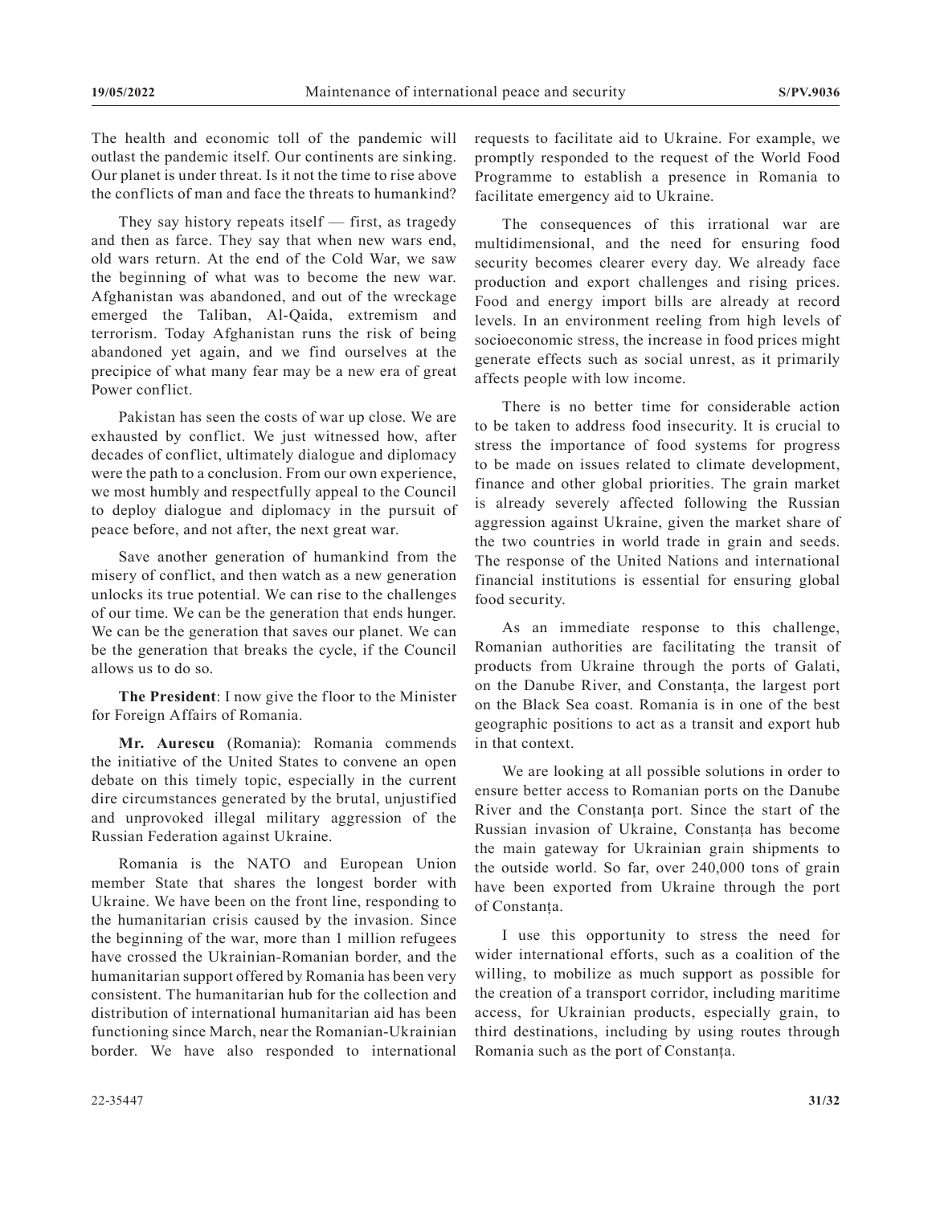The health and economic toll of the pandemic will outlast the pandemic itself. Our continents are sinking. Our planet is under threat. Is it not the time to rise above the conflicts of man and face the threats to humankind?

They say history repeats itself — first, as tragedy and then as farce. They say that when new wars end, old wars return. At the end of the Cold War, we saw the beginning of what was to become the new war. Afghanistan was abandoned, and out of the wreckage emerged the Taliban, Al-Qaida, extremism and terrorism. Today Afghanistan runs the risk of being abandoned yet again, and we find ourselves at the precipice of what many fear may be a new era of great Power conflict.

Pakistan has seen the costs of war up close. We are exhausted by conflict. We just witnessed how, after decades of conflict, ultimately dialogue and diplomacy were the path to a conclusion. From our own experience, we most humbly and respectfully appeal to the Council to deploy dialogue and diplomacy in the pursuit of peace before, and not after, the next great war.

Save another generation of humankind from the misery of conflict, and then watch as a new generation unlocks its true potential. We can rise to the challenges of our time. We can be the generation that ends hunger. We can be the generation that saves our planet. We can be the generation that breaks the cycle, if the Council allows us to do so.

**The President**: I now give the floor to the Minister for Foreign Affairs of Romania.

**Mr. Aurescu** (Romania): Romania commends the initiative of the United States to convene an open debate on this timely topic, especially in the current dire circumstances generated by the brutal, unjustified and unprovoked illegal military aggression of the Russian Federation against Ukraine.

Romania is the NATO and European Union member State that shares the longest border with Ukraine. We have been on the front line, responding to the humanitarian crisis caused by the invasion. Since the beginning of the war, more than 1 million refugees have crossed the Ukrainian-Romanian border, and the humanitarian support offered by Romania has been very consistent. The humanitarian hub for the collection and distribution of international humanitarian aid has been functioning since March, near the Romanian-Ukrainian border. We have also responded to international requests to facilitate aid to Ukraine. For example, we promptly responded to the request of the World Food Programme to establish a presence in Romania to facilitate emergency aid to Ukraine.

The consequences of this irrational war are multidimensional, and the need for ensuring food security becomes clearer every day. We already face production and export challenges and rising prices. Food and energy import bills are already at record levels. In an environment reeling from high levels of socioeconomic stress, the increase in food prices might generate effects such as social unrest, as it primarily affects people with low income.

There is no better time for considerable action to be taken to address food insecurity. It is crucial to stress the importance of food systems for progress to be made on issues related to climate development, finance and other global priorities. The grain market is already severely affected following the Russian aggression against Ukraine, given the market share of the two countries in world trade in grain and seeds. The response of the United Nations and international financial institutions is essential for ensuring global food security.

As an immediate response to this challenge, Romanian authorities are facilitating the transit of products from Ukraine through the ports of Galati, on the Danube River, and Constanța, the largest port on the Black Sea coast. Romania is in one of the best geographic positions to act as a transit and export hub in that context.

We are looking at all possible solutions in order to ensure better access to Romanian ports on the Danube River and the Constanța port. Since the start of the Russian invasion of Ukraine, Constanța has become the main gateway for Ukrainian grain shipments to the outside world. So far, over 240,000 tons of grain have been exported from Ukraine through the port of Constanța.

I use this opportunity to stress the need for wider international efforts, such as a coalition of the willing, to mobilize as much support as possible for the creation of a transport corridor, including maritime access, for Ukrainian products, especially grain, to third destinations, including by using routes through Romania such as the port of Constanța.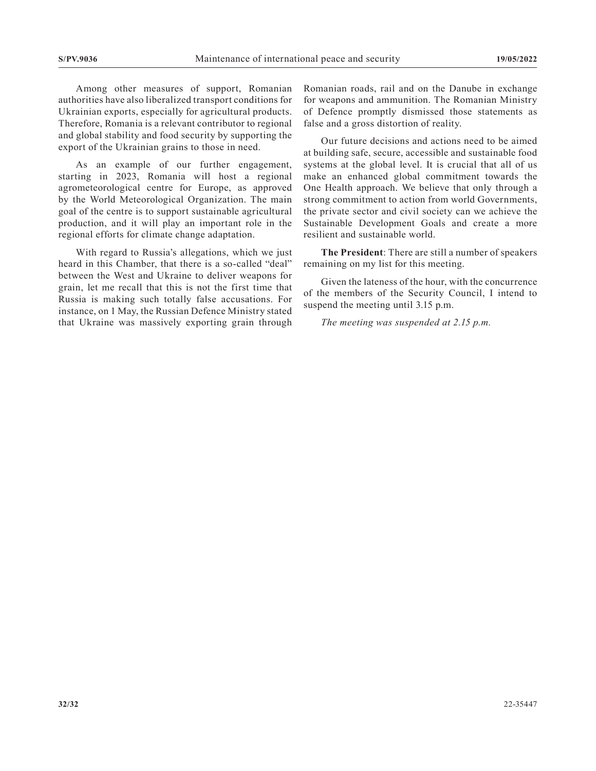Among other measures of support, Romanian authorities have also liberalized transport conditions for Ukrainian exports, especially for agricultural products. Therefore, Romania is a relevant contributor to regional and global stability and food security by supporting the export of the Ukrainian grains to those in need.

As an example of our further engagement, starting in 2023, Romania will host a regional agrometeorological centre for Europe, as approved by the World Meteorological Organization. The main goal of the centre is to support sustainable agricultural production, and it will play an important role in the regional efforts for climate change adaptation.

With regard to Russia's allegations, which we just heard in this Chamber, that there is a so-called "deal" between the West and Ukraine to deliver weapons for grain, let me recall that this is not the first time that Russia is making such totally false accusations. For instance, on 1 May, the Russian Defence Ministry stated that Ukraine was massively exporting grain through Romanian roads, rail and on the Danube in exchange for weapons and ammunition. The Romanian Ministry of Defence promptly dismissed those statements as false and a gross distortion of reality.

Our future decisions and actions need to be aimed at building safe, secure, accessible and sustainable food systems at the global level. It is crucial that all of us make an enhanced global commitment towards the One Health approach. We believe that only through a strong commitment to action from world Governments, the private sector and civil society can we achieve the Sustainable Development Goals and create a more resilient and sustainable world.

**The President**: There are still a number of speakers remaining on my list for this meeting.

Given the lateness of the hour, with the concurrence of the members of the Security Council, I intend to suspend the meeting until 3.15 p.m.

*The meeting was suspended at 2.15 p.m.*